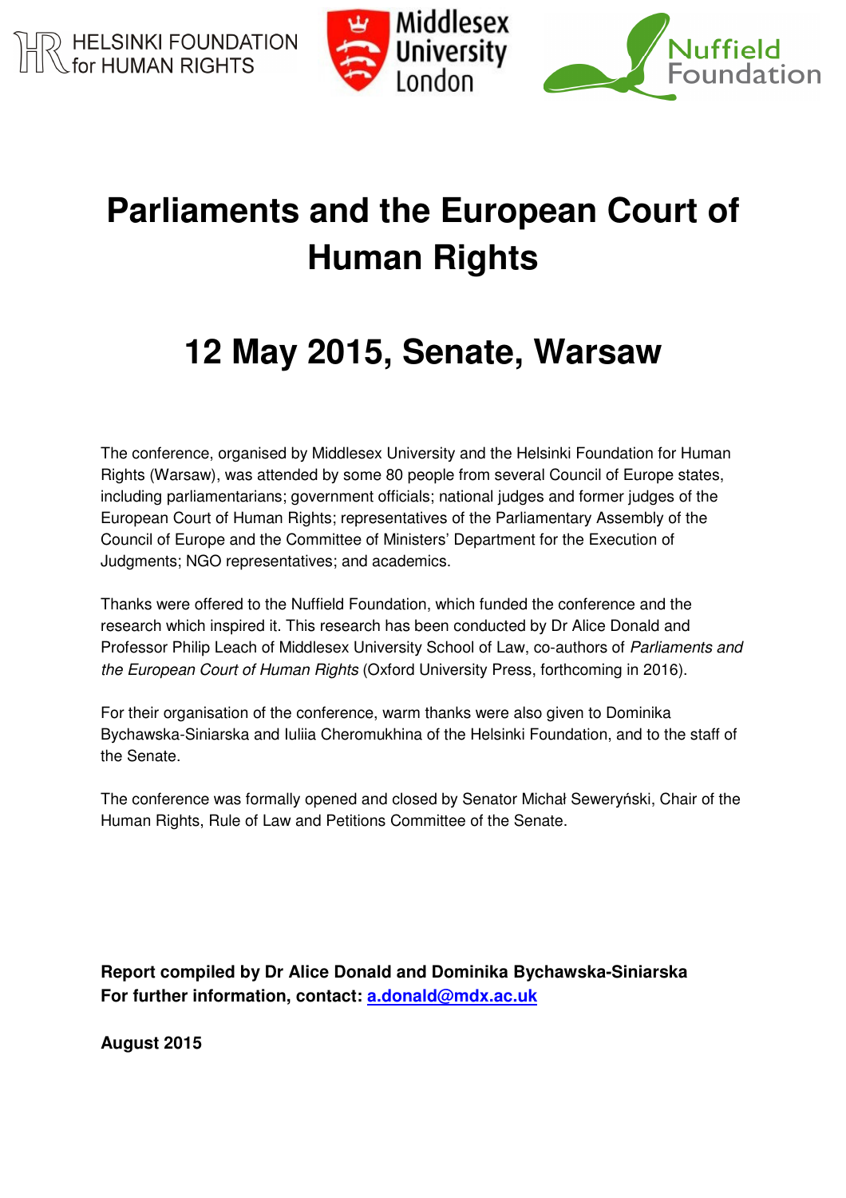HELSINKI FOUNDATION for HUMAN RIGHTS

Middlesex University London

Nuffield Foundation

# Parliaments and the European Court of Human Rights

# 12 May 2015, Senate, Warsaw

The conference, organised by Middlesex University and the Helsinki Foundation for Human Rights (Warsaw), was attended by some 80 people from several Council of Europe states, including parliamentarians; government officials; national judges and former judges of the European Court of Human Rights; representatives of the Parliamentary Assembly of the Council of Europe and the Committee of Ministers' Department for the Execution of Judgments; NGO representatives; and academics.

Thanks were offered to the Nuffield Foundation, which funded the conference and the research which inspired it. This research has been conducted by Dr Alice Donald and Professor Philip Leach of Middlesex University School of Law, co-authors of *Parliaments and the European Court of Human Rights* (Oxford University Press, forthcoming in 2016).

For their organisation of the conference, warm thanks were also given to Dominika Bychawska-Siniarska and Iuliia Cheromukhina of the Helsinki Foundation, and to the staff of the Senate.

The conference was formally opened and closed by Senator Michał Seweryński, Chair of the Human Rights, Rule of Law and Petitions Committee of the Senate.

**Report compiled by Dr Alice Donald and Dominika Bychawska-Siniarska**
**For further information, contact: a.donald@mdx.ac.uk**

**August 2015**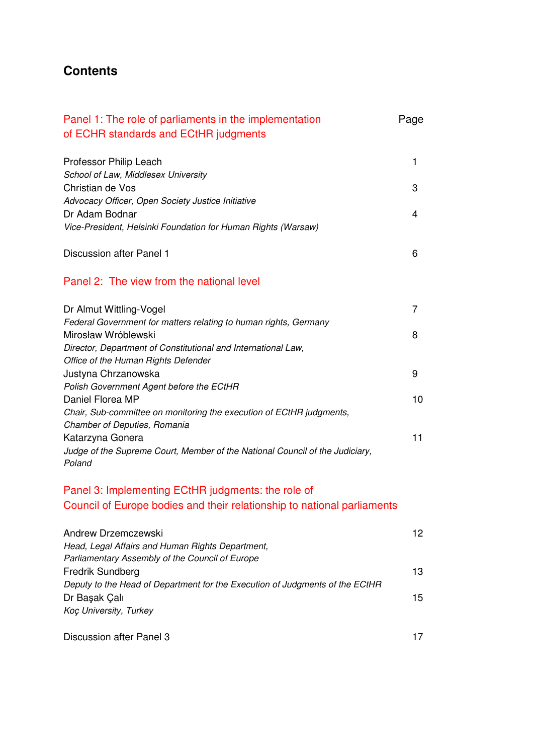# Contents

| Panel 1: The role of parliaments in the implementation of ECHR standards and ECtHR judgments | Page |
| --- | --- |
| Professor Philip Leach<br>*School of Law, Middlesex University* | 1 |
| Christian de Vos<br>*Advocacy Officer, Open Society Justice Initiative* | 3 |
| Dr Adam Bodnar<br>*Vice-President, Helsinki Foundation for Human Rights (Warsaw)* | 4 |
| Discussion after Panel 1 | 6 |
| **Panel 2: The view from the national level** | |
| Dr Almut Wittling-Vogel<br>*Federal Government for matters relating to human rights, Germany* | 7 |
| Mirosław Wróblewski<br>*Director, Department of Constitutional and International Law, Office of the Human Rights Defender* | 8 |
| Justyna Chrzanowska<br>*Polish Government Agent before the ECtHR* | 9 |
| Daniel Florea MP<br>*Chair, Sub-committee on monitoring the execution of ECtHR judgments, Chamber of Deputies, Romania* | 10 |
| Katarzyna Gonera<br>*Judge of the Supreme Court, Member of the National Council of the Judiciary, Poland* | 11 |
| **Panel 3: Implementing ECtHR judgments: the role of Council of Europe bodies and their relationship to national parliaments** | |
| Andrew Drzemczewski<br>*Head, Legal Affairs and Human Rights Department, Parliamentary Assembly of the Council of Europe* | 12 |
| Fredrik Sundberg<br>*Deputy to the Head of Department for the Execution of Judgments of the ECtHR* | 13 |
| Dr Başak Çalı<br>*Koç University, Turkey* | 15 |
| Discussion after Panel 3 | 17 |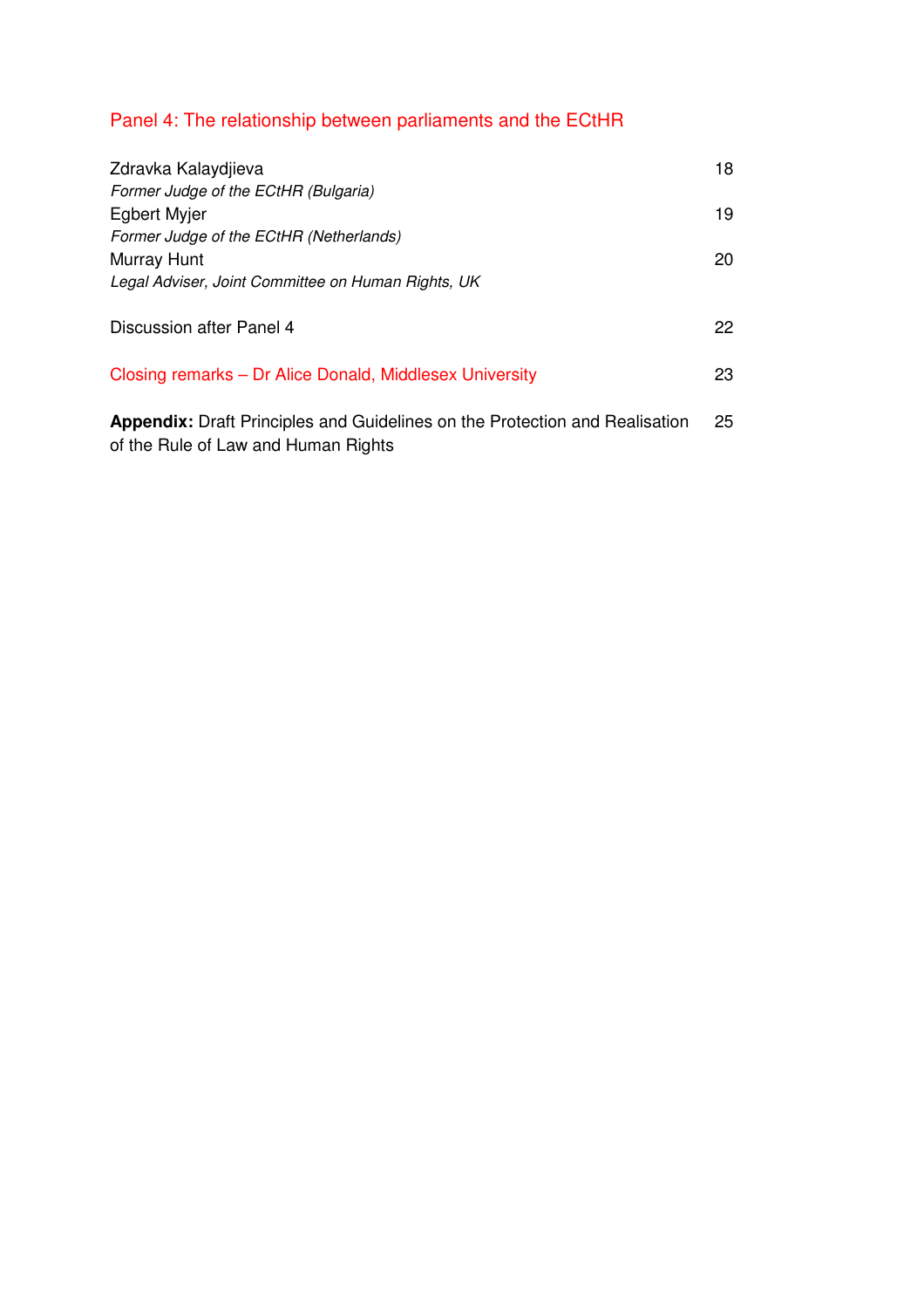## Panel 4: The relationship between parliaments and the ECtHR

| | |
|---|---|
| Zdravka Kalaydjieva<br>*Former Judge of the ECtHR (Bulgaria)* | 18 |
| Egbert Myjer<br>*Former Judge of the ECtHR (Netherlands)* | 19 |
| Murray Hunt<br>*Legal Adviser, Joint Committee on Human Rights, UK* | 20 |
| Discussion after Panel 4 | 22 |
| Closing remarks – Dr Alice Donald, Middlesex University | 23 |
| **Appendix:** Draft Principles and Guidelines on the Protection and Realisation of the Rule of Law and Human Rights | 25 |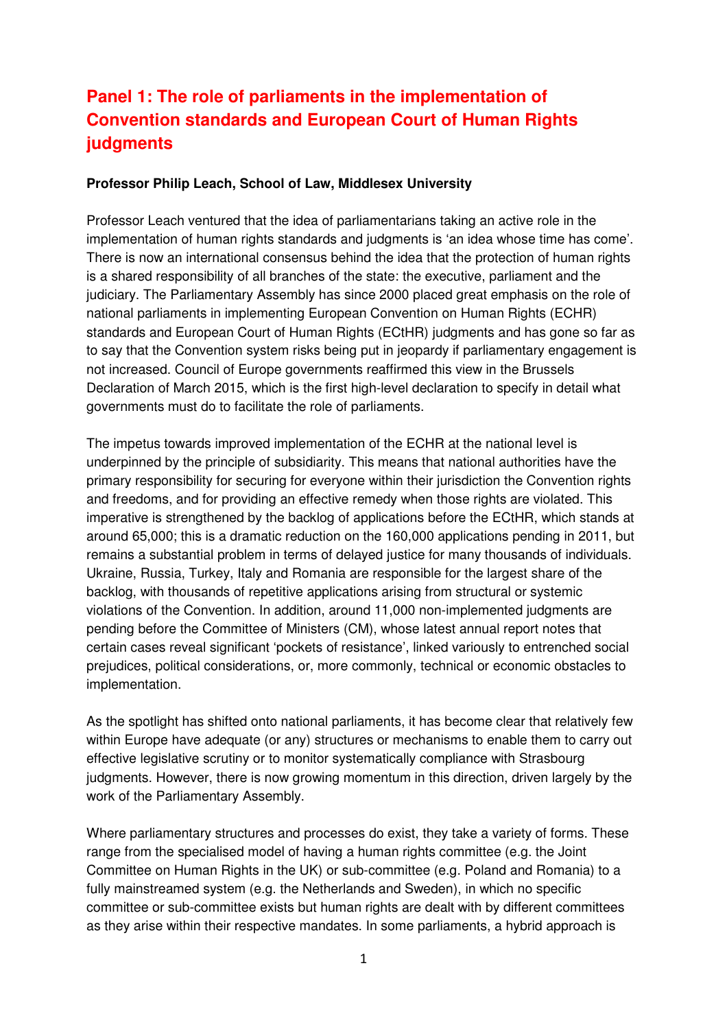# Panel 1: The role of parliaments in the implementation of Convention standards and European Court of Human Rights judgments

**Professor Philip Leach, School of Law, Middlesex University**

Professor Leach ventured that the idea of parliamentarians taking an active role in the implementation of human rights standards and judgments is 'an idea whose time has come'. There is now an international consensus behind the idea that the protection of human rights is a shared responsibility of all branches of the state: the executive, parliament and the judiciary. The Parliamentary Assembly has since 2000 placed great emphasis on the role of national parliaments in implementing European Convention on Human Rights (ECHR) standards and European Court of Human Rights (ECtHR) judgments and has gone so far as to say that the Convention system risks being put in jeopardy if parliamentary engagement is not increased. Council of Europe governments reaffirmed this view in the Brussels Declaration of March 2015, which is the first high-level declaration to specify in detail what governments must do to facilitate the role of parliaments.

The impetus towards improved implementation of the ECHR at the national level is underpinned by the principle of subsidiarity. This means that national authorities have the primary responsibility for securing for everyone within their jurisdiction the Convention rights and freedoms, and for providing an effective remedy when those rights are violated. This imperative is strengthened by the backlog of applications before the ECtHR, which stands at around 65,000; this is a dramatic reduction on the 160,000 applications pending in 2011, but remains a substantial problem in terms of delayed justice for many thousands of individuals. Ukraine, Russia, Turkey, Italy and Romania are responsible for the largest share of the backlog, with thousands of repetitive applications arising from structural or systemic violations of the Convention. In addition, around 11,000 non-implemented judgments are pending before the Committee of Ministers (CM), whose latest annual report notes that certain cases reveal significant 'pockets of resistance', linked variously to entrenched social prejudices, political considerations, or, more commonly, technical or economic obstacles to implementation.

As the spotlight has shifted onto national parliaments, it has become clear that relatively few within Europe have adequate (or any) structures or mechanisms to enable them to carry out effective legislative scrutiny or to monitor systematically compliance with Strasbourg judgments. However, there is now growing momentum in this direction, driven largely by the work of the Parliamentary Assembly.

Where parliamentary structures and processes do exist, they take a variety of forms. These range from the specialised model of having a human rights committee (e.g. the Joint Committee on Human Rights in the UK) or sub-committee (e.g. Poland and Romania) to a fully mainstreamed system (e.g. the Netherlands and Sweden), in which no specific committee or sub-committee exists but human rights are dealt with by different committees as they arise within their respective mandates. In some parliaments, a hybrid approach is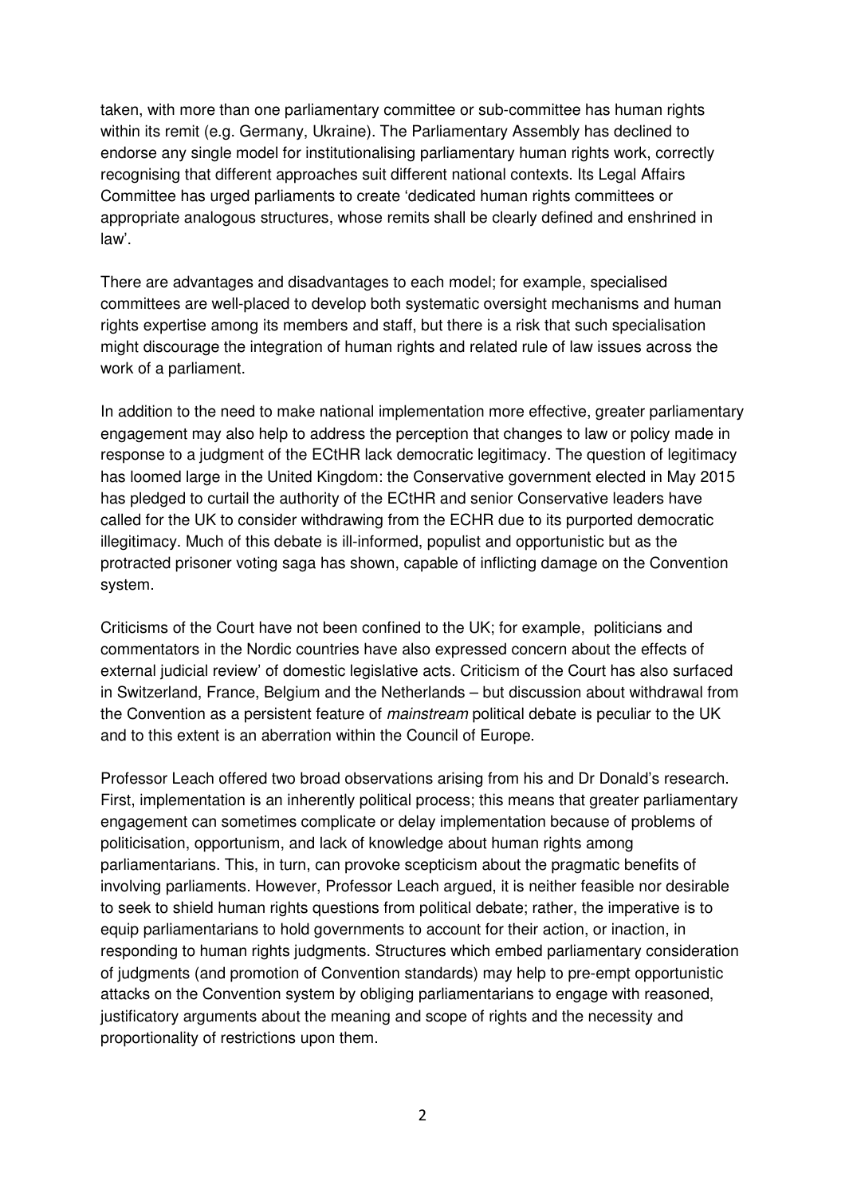taken, with more than one parliamentary committee or sub-committee has human rights within its remit (e.g. Germany, Ukraine). The Parliamentary Assembly has declined to endorse any single model for institutionalising parliamentary human rights work, correctly recognising that different approaches suit different national contexts. Its Legal Affairs Committee has urged parliaments to create 'dedicated human rights committees or appropriate analogous structures, whose remits shall be clearly defined and enshrined in law'.

There are advantages and disadvantages to each model; for example, specialised committees are well-placed to develop both systematic oversight mechanisms and human rights expertise among its members and staff, but there is a risk that such specialisation might discourage the integration of human rights and related rule of law issues across the work of a parliament.

In addition to the need to make national implementation more effective, greater parliamentary engagement may also help to address the perception that changes to law or policy made in response to a judgment of the ECtHR lack democratic legitimacy. The question of legitimacy has loomed large in the United Kingdom: the Conservative government elected in May 2015 has pledged to curtail the authority of the ECtHR and senior Conservative leaders have called for the UK to consider withdrawing from the ECHR due to its purported democratic illegitimacy. Much of this debate is ill-informed, populist and opportunistic but as the protracted prisoner voting saga has shown, capable of inflicting damage on the Convention system.

Criticisms of the Court have not been confined to the UK; for example, politicians and commentators in the Nordic countries have also expressed concern about the effects of external judicial review' of domestic legislative acts. Criticism of the Court has also surfaced in Switzerland, France, Belgium and the Netherlands – but discussion about withdrawal from the Convention as a persistent feature of *mainstream* political debate is peculiar to the UK and to this extent is an aberration within the Council of Europe.

Professor Leach offered two broad observations arising from his and Dr Donald's research. First, implementation is an inherently political process; this means that greater parliamentary engagement can sometimes complicate or delay implementation because of problems of politicisation, opportunism, and lack of knowledge about human rights among parliamentarians. This, in turn, can provoke scepticism about the pragmatic benefits of involving parliaments. However, Professor Leach argued, it is neither feasible nor desirable to seek to shield human rights questions from political debate; rather, the imperative is to equip parliamentarians to hold governments to account for their action, or inaction, in responding to human rights judgments. Structures which embed parliamentary consideration of judgments (and promotion of Convention standards) may help to pre-empt opportunistic attacks on the Convention system by obliging parliamentarians to engage with reasoned, justificatory arguments about the meaning and scope of rights and the necessity and proportionality of restrictions upon them.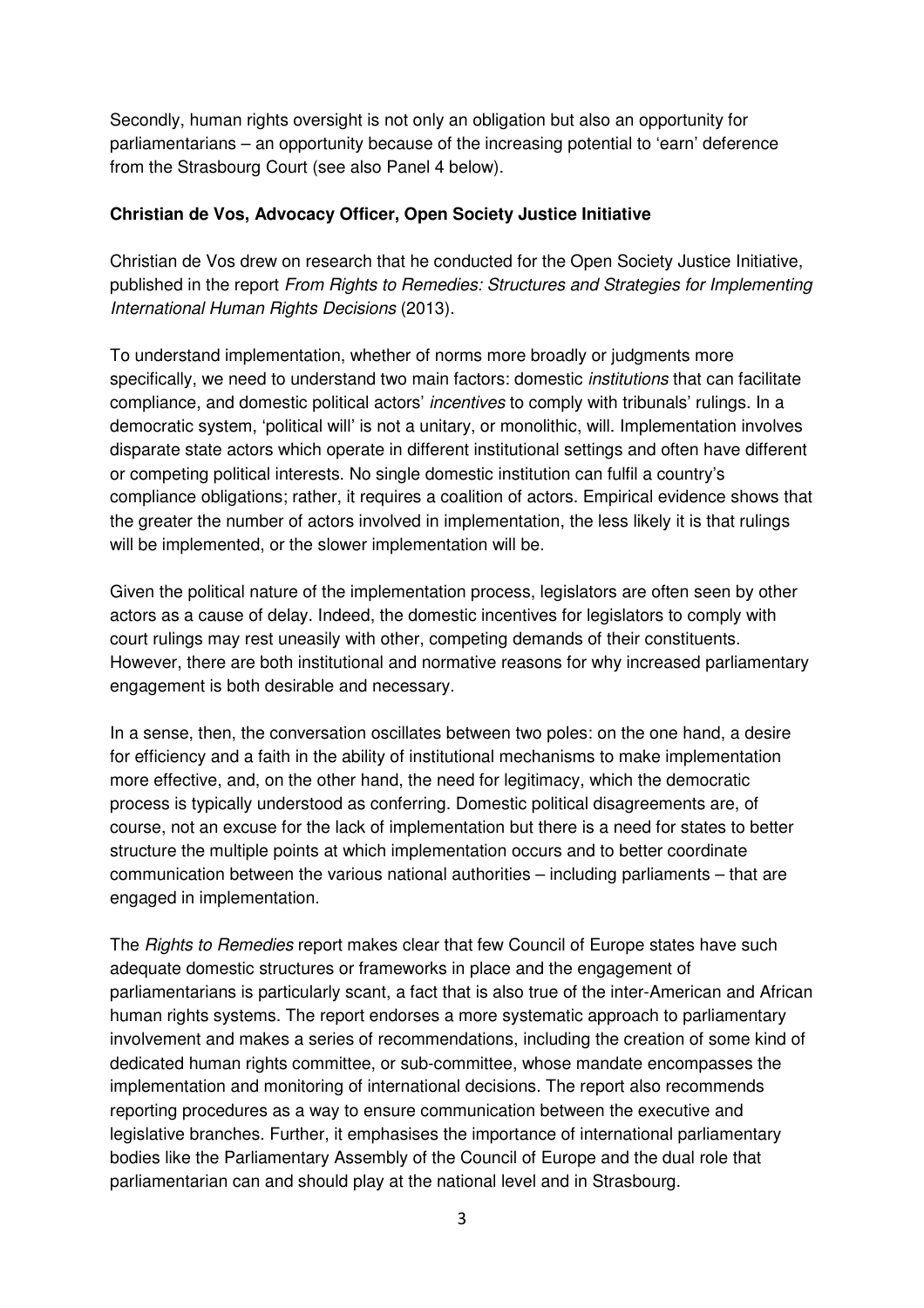Secondly, human rights oversight is not only an obligation but also an opportunity for parliamentarians – an opportunity because of the increasing potential to 'earn' deference from the Strasbourg Court (see also Panel 4 below).

**Christian de Vos, Advocacy Officer, Open Society Justice Initiative**

Christian de Vos drew on research that he conducted for the Open Society Justice Initiative, published in the report *From Rights to Remedies: Structures and Strategies for Implementing International Human Rights Decisions* (2013).

To understand implementation, whether of norms more broadly or judgments more specifically, we need to understand two main factors: domestic *institutions* that can facilitate compliance, and domestic political actors' *incentives* to comply with tribunals' rulings. In a democratic system, 'political will' is not a unitary, or monolithic, will. Implementation involves disparate state actors which operate in different institutional settings and often have different or competing political interests. No single domestic institution can fulfil a country's compliance obligations; rather, it requires a coalition of actors. Empirical evidence shows that the greater the number of actors involved in implementation, the less likely it is that rulings will be implemented, or the slower implementation will be.

Given the political nature of the implementation process, legislators are often seen by other actors as a cause of delay. Indeed, the domestic incentives for legislators to comply with court rulings may rest uneasily with other, competing demands of their constituents. However, there are both institutional and normative reasons for why increased parliamentary engagement is both desirable and necessary.

In a sense, then, the conversation oscillates between two poles: on the one hand, a desire for efficiency and a faith in the ability of institutional mechanisms to make implementation more effective, and, on the other hand, the need for legitimacy, which the democratic process is typically understood as conferring. Domestic political disagreements are, of course, not an excuse for the lack of implementation but there is a need for states to better structure the multiple points at which implementation occurs and to better coordinate communication between the various national authorities – including parliaments – that are engaged in implementation.

The *Rights to Remedies* report makes clear that few Council of Europe states have such adequate domestic structures or frameworks in place and the engagement of parliamentarians is particularly scant, a fact that is also true of the inter-American and African human rights systems. The report endorses a more systematic approach to parliamentary involvement and makes a series of recommendations, including the creation of some kind of dedicated human rights committee, or sub-committee, whose mandate encompasses the implementation and monitoring of international decisions. The report also recommends reporting procedures as a way to ensure communication between the executive and legislative branches. Further, it emphasises the importance of international parliamentary bodies like the Parliamentary Assembly of the Council of Europe and the dual role that parliamentarian can and should play at the national level and in Strasbourg.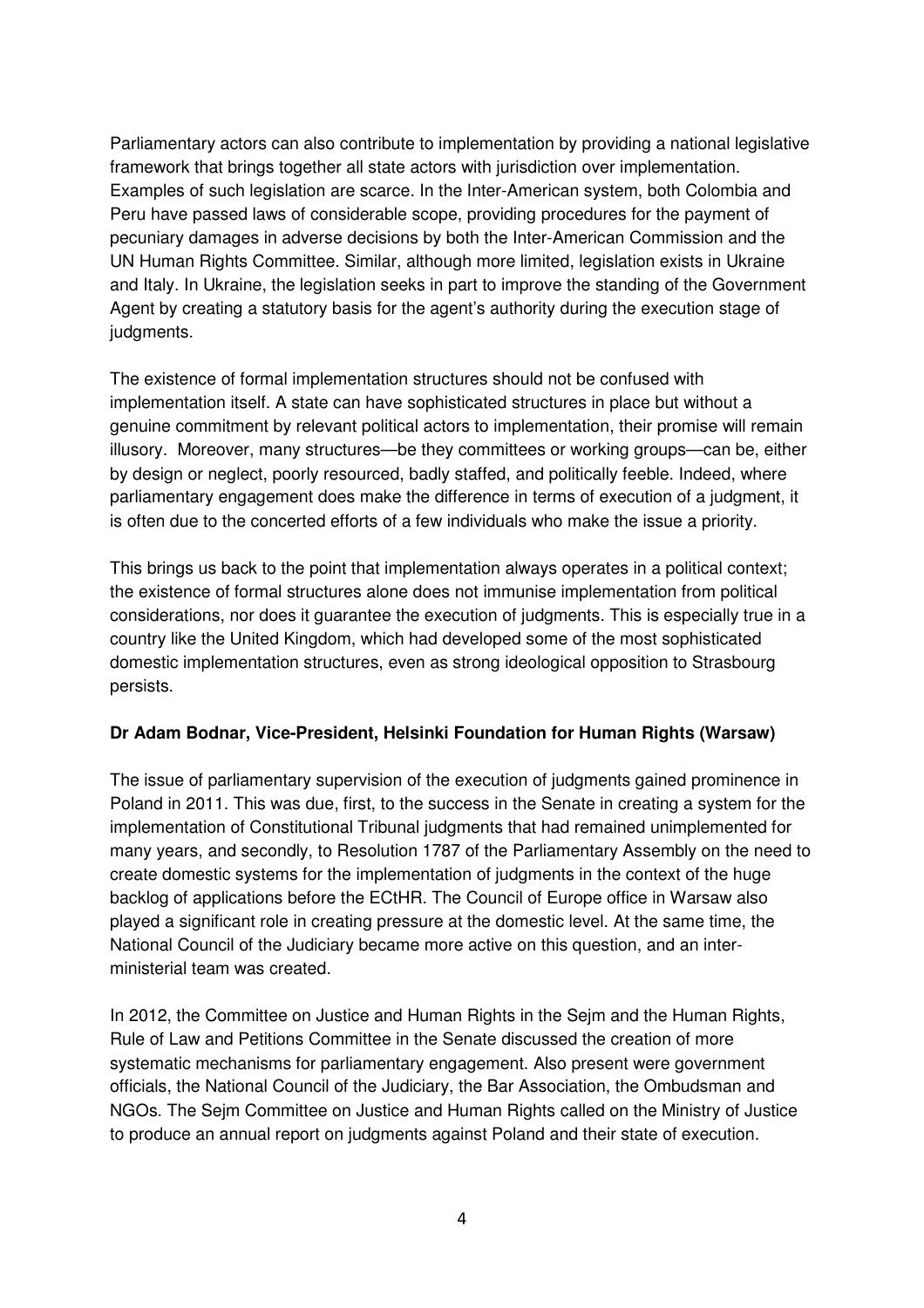Parliamentary actors can also contribute to implementation by providing a national legislative framework that brings together all state actors with jurisdiction over implementation. Examples of such legislation are scarce. In the Inter-American system, both Colombia and Peru have passed laws of considerable scope, providing procedures for the payment of pecuniary damages in adverse decisions by both the Inter-American Commission and the UN Human Rights Committee. Similar, although more limited, legislation exists in Ukraine and Italy. In Ukraine, the legislation seeks in part to improve the standing of the Government Agent by creating a statutory basis for the agent's authority during the execution stage of judgments.

The existence of formal implementation structures should not be confused with implementation itself. A state can have sophisticated structures in place but without a genuine commitment by relevant political actors to implementation, their promise will remain illusory. Moreover, many structures—be they committees or working groups—can be, either by design or neglect, poorly resourced, badly staffed, and politically feeble. Indeed, where parliamentary engagement does make the difference in terms of execution of a judgment, it is often due to the concerted efforts of a few individuals who make the issue a priority.

This brings us back to the point that implementation always operates in a political context; the existence of formal structures alone does not immunise implementation from political considerations, nor does it guarantee the execution of judgments. This is especially true in a country like the United Kingdom, which had developed some of the most sophisticated domestic implementation structures, even as strong ideological opposition to Strasbourg persists.

**Dr Adam Bodnar, Vice-President, Helsinki Foundation for Human Rights (Warsaw)**

The issue of parliamentary supervision of the execution of judgments gained prominence in Poland in 2011. This was due, first, to the success in the Senate in creating a system for the implementation of Constitutional Tribunal judgments that had remained unimplemented for many years, and secondly, to Resolution 1787 of the Parliamentary Assembly on the need to create domestic systems for the implementation of judgments in the context of the huge backlog of applications before the ECtHR. The Council of Europe office in Warsaw also played a significant role in creating pressure at the domestic level. At the same time, the National Council of the Judiciary became more active on this question, and an inter-ministerial team was created.

In 2012, the Committee on Justice and Human Rights in the Sejm and the Human Rights, Rule of Law and Petitions Committee in the Senate discussed the creation of more systematic mechanisms for parliamentary engagement. Also present were government officials, the National Council of the Judiciary, the Bar Association, the Ombudsman and NGOs. The Sejm Committee on Justice and Human Rights called on the Ministry of Justice to produce an annual report on judgments against Poland and their state of execution.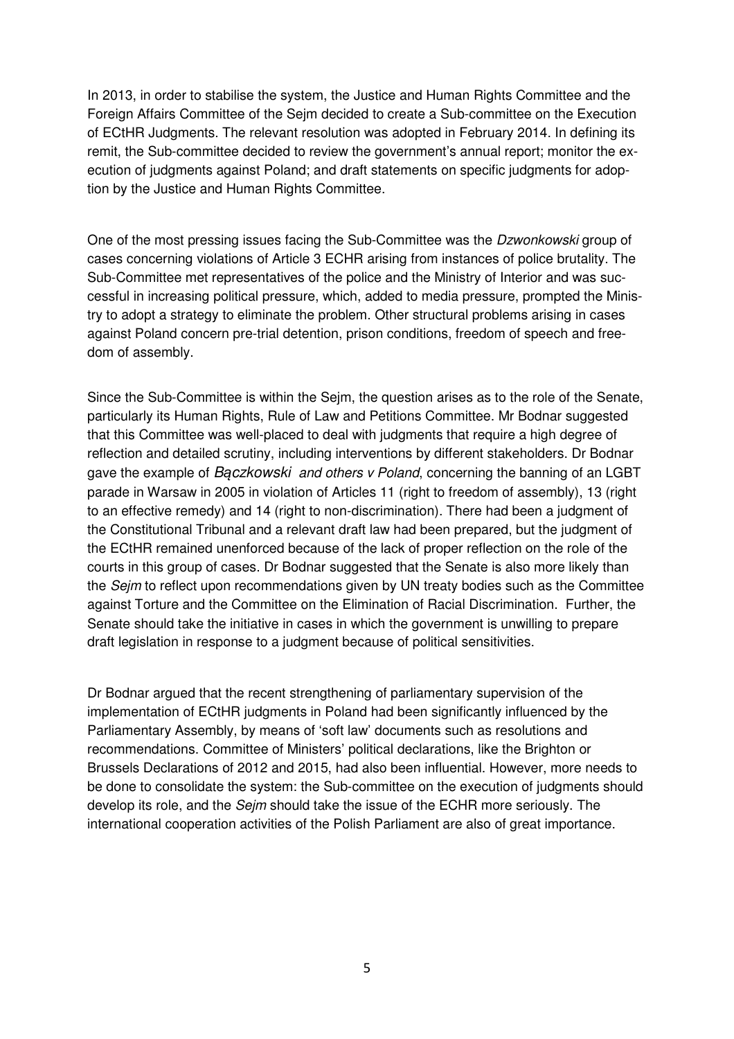In 2013, in order to stabilise the system, the Justice and Human Rights Committee and the Foreign Affairs Committee of the Sejm decided to create a Sub-committee on the Execution of ECtHR Judgments. The relevant resolution was adopted in February 2014. In defining its remit, the Sub-committee decided to review the government's annual report; monitor the execution of judgments against Poland; and draft statements on specific judgments for adoption by the Justice and Human Rights Committee.

One of the most pressing issues facing the Sub-Committee was the *Dzwonkowski* group of cases concerning violations of Article 3 ECHR arising from instances of police brutality. The Sub-Committee met representatives of the police and the Ministry of Interior and was successful in increasing political pressure, which, added to media pressure, prompted the Ministry to adopt a strategy to eliminate the problem. Other structural problems arising in cases against Poland concern pre-trial detention, prison conditions, freedom of speech and freedom of assembly.

Since the Sub-Committee is within the Sejm, the question arises as to the role of the Senate, particularly its Human Rights, Rule of Law and Petitions Committee. Mr Bodnar suggested that this Committee was well-placed to deal with judgments that require a high degree of reflection and detailed scrutiny, including interventions by different stakeholders. Dr Bodnar gave the example of *Bączkowski and others v Poland*, concerning the banning of an LGBT parade in Warsaw in 2005 in violation of Articles 11 (right to freedom of assembly), 13 (right to an effective remedy) and 14 (right to non-discrimination). There had been a judgment of the Constitutional Tribunal and a relevant draft law had been prepared, but the judgment of the ECtHR remained unenforced because of the lack of proper reflection on the role of the courts in this group of cases. Dr Bodnar suggested that the Senate is also more likely than the *Sejm* to reflect upon recommendations given by UN treaty bodies such as the Committee against Torture and the Committee on the Elimination of Racial Discrimination. Further, the Senate should take the initiative in cases in which the government is unwilling to prepare draft legislation in response to a judgment because of political sensitivities.

Dr Bodnar argued that the recent strengthening of parliamentary supervision of the implementation of ECtHR judgments in Poland had been significantly influenced by the Parliamentary Assembly, by means of 'soft law' documents such as resolutions and recommendations. Committee of Ministers' political declarations, like the Brighton or Brussels Declarations of 2012 and 2015, had also been influential. However, more needs to be done to consolidate the system: the Sub-committee on the execution of judgments should develop its role, and the *Sejm* should take the issue of the ECHR more seriously. The international cooperation activities of the Polish Parliament are also of great importance.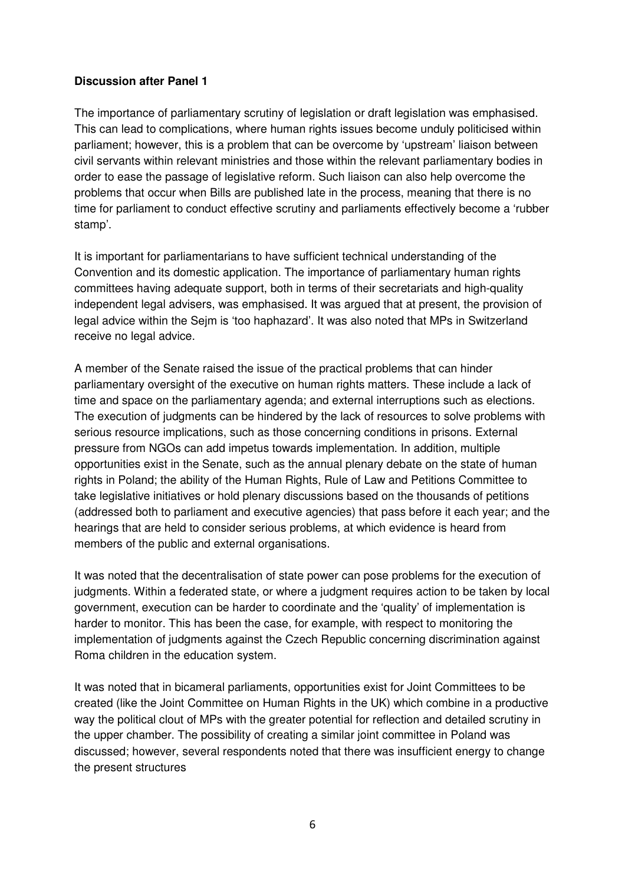**Discussion after Panel 1**

The importance of parliamentary scrutiny of legislation or draft legislation was emphasised. This can lead to complications, where human rights issues become unduly politicised within parliament; however, this is a problem that can be overcome by 'upstream' liaison between civil servants within relevant ministries and those within the relevant parliamentary bodies in order to ease the passage of legislative reform. Such liaison can also help overcome the problems that occur when Bills are published late in the process, meaning that there is no time for parliament to conduct effective scrutiny and parliaments effectively become a 'rubber stamp'.

It is important for parliamentarians to have sufficient technical understanding of the Convention and its domestic application. The importance of parliamentary human rights committees having adequate support, both in terms of their secretariats and high-quality independent legal advisers, was emphasised. It was argued that at present, the provision of legal advice within the Sejm is 'too haphazard'. It was also noted that MPs in Switzerland receive no legal advice.

A member of the Senate raised the issue of the practical problems that can hinder parliamentary oversight of the executive on human rights matters. These include a lack of time and space on the parliamentary agenda; and external interruptions such as elections. The execution of judgments can be hindered by the lack of resources to solve problems with serious resource implications, such as those concerning conditions in prisons. External pressure from NGOs can add impetus towards implementation. In addition, multiple opportunities exist in the Senate, such as the annual plenary debate on the state of human rights in Poland; the ability of the Human Rights, Rule of Law and Petitions Committee to take legislative initiatives or hold plenary discussions based on the thousands of petitions (addressed both to parliament and executive agencies) that pass before it each year; and the hearings that are held to consider serious problems, at which evidence is heard from members of the public and external organisations.

It was noted that the decentralisation of state power can pose problems for the execution of judgments. Within a federated state, or where a judgment requires action to be taken by local government, execution can be harder to coordinate and the 'quality' of implementation is harder to monitor. This has been the case, for example, with respect to monitoring the implementation of judgments against the Czech Republic concerning discrimination against Roma children in the education system.

It was noted that in bicameral parliaments, opportunities exist for Joint Committees to be created (like the Joint Committee on Human Rights in the UK) which combine in a productive way the political clout of MPs with the greater potential for reflection and detailed scrutiny in the upper chamber. The possibility of creating a similar joint committee in Poland was discussed; however, several respondents noted that there was insufficient energy to change the present structures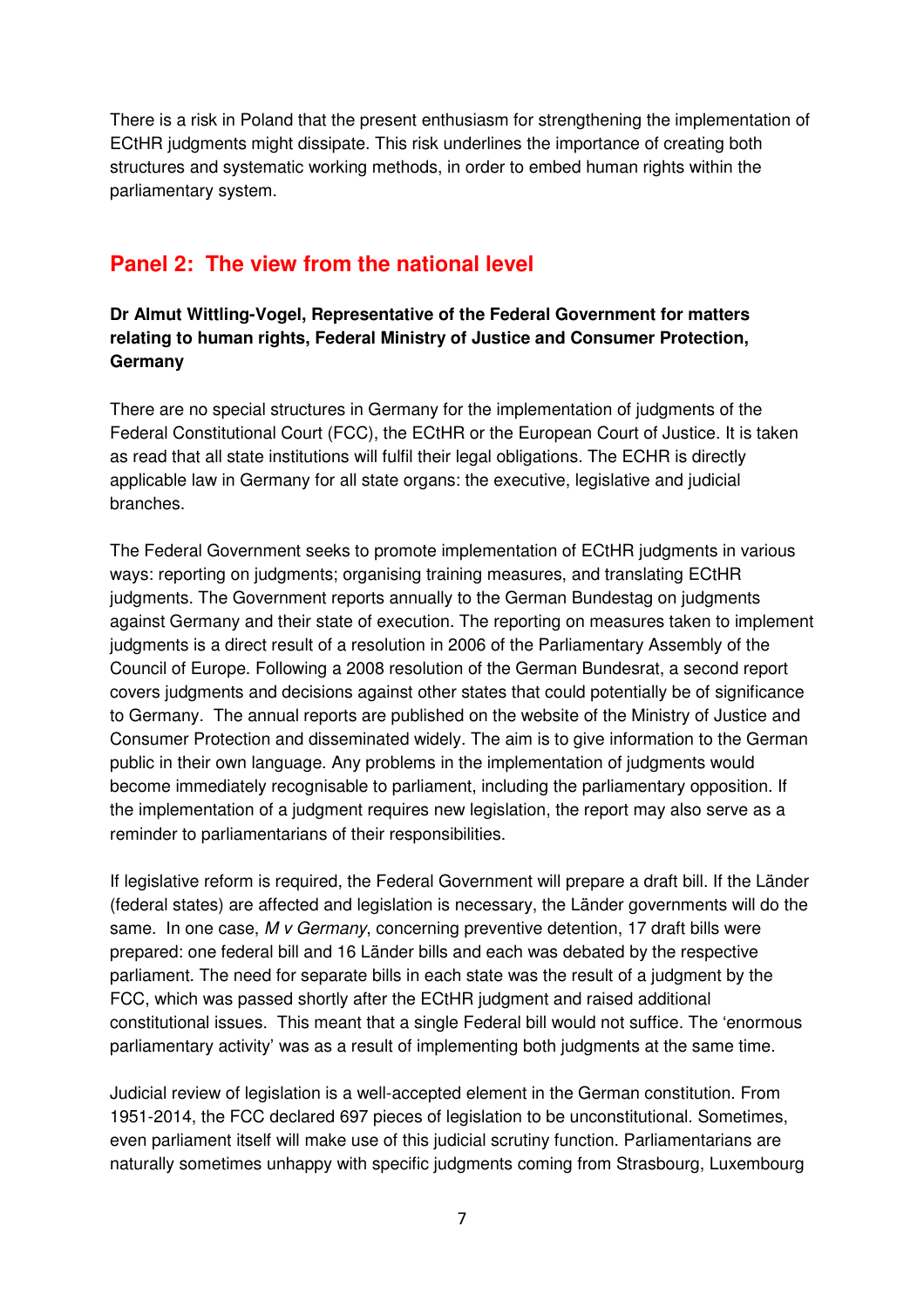There is a risk in Poland that the present enthusiasm for strengthening the implementation of ECtHR judgments might dissipate. This risk underlines the importance of creating both structures and systematic working methods, in order to embed human rights within the parliamentary system.

## Panel 2: The view from the national level

**Dr Almut Wittling-Vogel, Representative of the Federal Government for matters relating to human rights, Federal Ministry of Justice and Consumer Protection, Germany**

There are no special structures in Germany for the implementation of judgments of the Federal Constitutional Court (FCC), the ECtHR or the European Court of Justice. It is taken as read that all state institutions will fulfil their legal obligations. The ECHR is directly applicable law in Germany for all state organs: the executive, legislative and judicial branches.

The Federal Government seeks to promote implementation of ECtHR judgments in various ways: reporting on judgments; organising training measures, and translating ECtHR judgments. The Government reports annually to the German Bundestag on judgments against Germany and their state of execution. The reporting on measures taken to implement judgments is a direct result of a resolution in 2006 of the Parliamentary Assembly of the Council of Europe. Following a 2008 resolution of the German Bundesrat, a second report covers judgments and decisions against other states that could potentially be of significance to Germany. The annual reports are published on the website of the Ministry of Justice and Consumer Protection and disseminated widely. The aim is to give information to the German public in their own language. Any problems in the implementation of judgments would become immediately recognisable to parliament, including the parliamentary opposition. If the implementation of a judgment requires new legislation, the report may also serve as a reminder to parliamentarians of their responsibilities.

If legislative reform is required, the Federal Government will prepare a draft bill. If the Länder (federal states) are affected and legislation is necessary, the Länder governments will do the same. In one case, *M v Germany*, concerning preventive detention, 17 draft bills were prepared: one federal bill and 16 Länder bills and each was debated by the respective parliament. The need for separate bills in each state was the result of a judgment by the FCC, which was passed shortly after the ECtHR judgment and raised additional constitutional issues. This meant that a single Federal bill would not suffice. The 'enormous parliamentary activity' was as a result of implementing both judgments at the same time.

Judicial review of legislation is a well-accepted element in the German constitution. From 1951-2014, the FCC declared 697 pieces of legislation to be unconstitutional. Sometimes, even parliament itself will make use of this judicial scrutiny function. Parliamentarians are naturally sometimes unhappy with specific judgments coming from Strasbourg, Luxembourg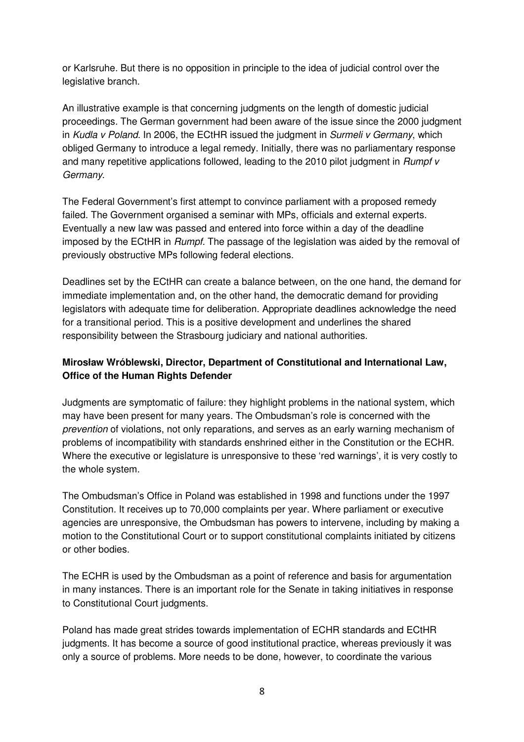or Karlsruhe. But there is no opposition in principle to the idea of judicial control over the legislative branch.

An illustrative example is that concerning judgments on the length of domestic judicial proceedings. The German government had been aware of the issue since the 2000 judgment in *Kudla v Poland*. In 2006, the ECtHR issued the judgment in *Surmeli v Germany*, which obliged Germany to introduce a legal remedy. Initially, there was no parliamentary response and many repetitive applications followed, leading to the 2010 pilot judgment in *Rumpf v Germany*.

The Federal Government's first attempt to convince parliament with a proposed remedy failed. The Government organised a seminar with MPs, officials and external experts. Eventually a new law was passed and entered into force within a day of the deadline imposed by the ECtHR in *Rumpf*. The passage of the legislation was aided by the removal of previously obstructive MPs following federal elections.

Deadlines set by the ECtHR can create a balance between, on the one hand, the demand for immediate implementation and, on the other hand, the democratic demand for providing legislators with adequate time for deliberation. Appropriate deadlines acknowledge the need for a transitional period. This is a positive development and underlines the shared responsibility between the Strasbourg judiciary and national authorities.

**Mirosław Wróblewski, Director, Department of Constitutional and International Law, Office of the Human Rights Defender**

Judgments are symptomatic of failure: they highlight problems in the national system, which may have been present for many years. The Ombudsman's role is concerned with the *prevention* of violations, not only reparations, and serves as an early warning mechanism of problems of incompatibility with standards enshrined either in the Constitution or the ECHR. Where the executive or legislature is unresponsive to these 'red warnings', it is very costly to the whole system.

The Ombudsman's Office in Poland was established in 1998 and functions under the 1997 Constitution. It receives up to 70,000 complaints per year. Where parliament or executive agencies are unresponsive, the Ombudsman has powers to intervene, including by making a motion to the Constitutional Court or to support constitutional complaints initiated by citizens or other bodies.

The ECHR is used by the Ombudsman as a point of reference and basis for argumentation in many instances. There is an important role for the Senate in taking initiatives in response to Constitutional Court judgments.

Poland has made great strides towards implementation of ECHR standards and ECtHR judgments. It has become a source of good institutional practice, whereas previously it was only a source of problems. More needs to be done, however, to coordinate the various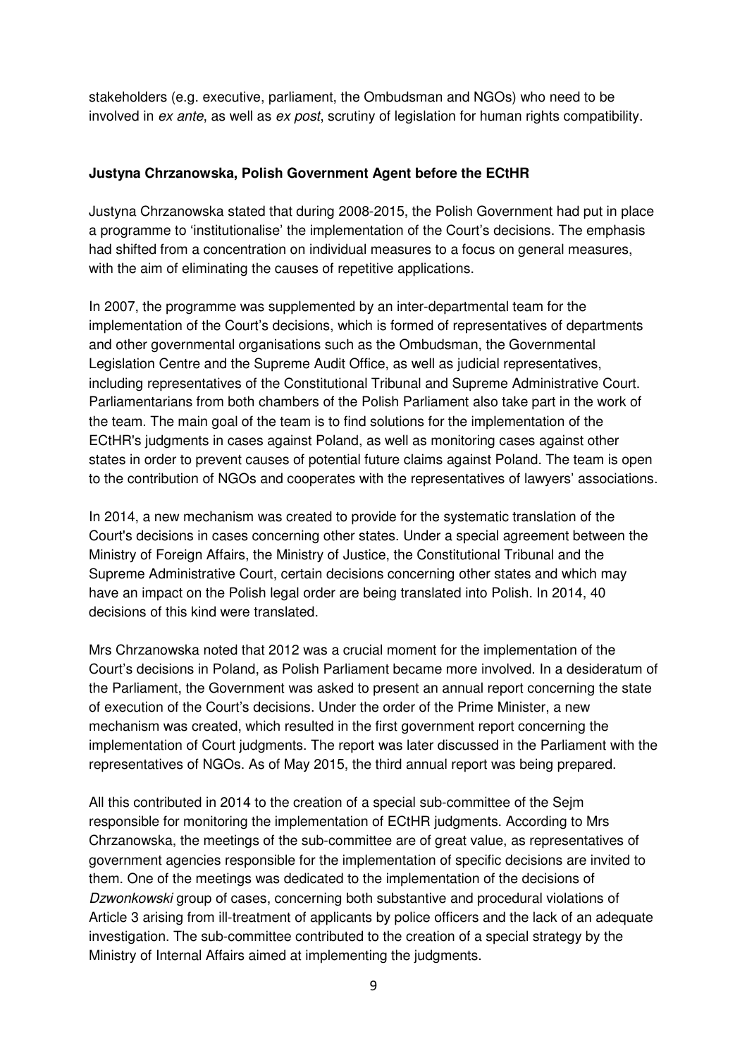stakeholders (e.g. executive, parliament, the Ombudsman and NGOs) who need to be involved in *ex ante*, as well as *ex post*, scrutiny of legislation for human rights compatibility.

**Justyna Chrzanowska, Polish Government Agent before the ECtHR**

Justyna Chrzanowska stated that during 2008-2015, the Polish Government had put in place a programme to 'institutionalise' the implementation of the Court's decisions. The emphasis had shifted from a concentration on individual measures to a focus on general measures, with the aim of eliminating the causes of repetitive applications.

In 2007, the programme was supplemented by an inter-departmental team for the implementation of the Court's decisions, which is formed of representatives of departments and other governmental organisations such as the Ombudsman, the Governmental Legislation Centre and the Supreme Audit Office, as well as judicial representatives, including representatives of the Constitutional Tribunal and Supreme Administrative Court. Parliamentarians from both chambers of the Polish Parliament also take part in the work of the team. The main goal of the team is to find solutions for the implementation of the ECtHR's judgments in cases against Poland, as well as monitoring cases against other states in order to prevent causes of potential future claims against Poland. The team is open to the contribution of NGOs and cooperates with the representatives of lawyers' associations.

In 2014, a new mechanism was created to provide for the systematic translation of the Court's decisions in cases concerning other states. Under a special agreement between the Ministry of Foreign Affairs, the Ministry of Justice, the Constitutional Tribunal and the Supreme Administrative Court, certain decisions concerning other states and which may have an impact on the Polish legal order are being translated into Polish. In 2014, 40 decisions of this kind were translated.

Mrs Chrzanowska noted that 2012 was a crucial moment for the implementation of the Court's decisions in Poland, as Polish Parliament became more involved. In a desideratum of the Parliament, the Government was asked to present an annual report concerning the state of execution of the Court's decisions. Under the order of the Prime Minister, a new mechanism was created, which resulted in the first government report concerning the implementation of Court judgments. The report was later discussed in the Parliament with the representatives of NGOs. As of May 2015, the third annual report was being prepared.

All this contributed in 2014 to the creation of a special sub-committee of the Sejm responsible for monitoring the implementation of ECtHR judgments. According to Mrs Chrzanowska, the meetings of the sub-committee are of great value, as representatives of government agencies responsible for the implementation of specific decisions are invited to them. One of the meetings was dedicated to the implementation of the decisions of *Dzwonkowski* group of cases, concerning both substantive and procedural violations of Article 3 arising from ill-treatment of applicants by police officers and the lack of an adequate investigation. The sub-committee contributed to the creation of a special strategy by the Ministry of Internal Affairs aimed at implementing the judgments.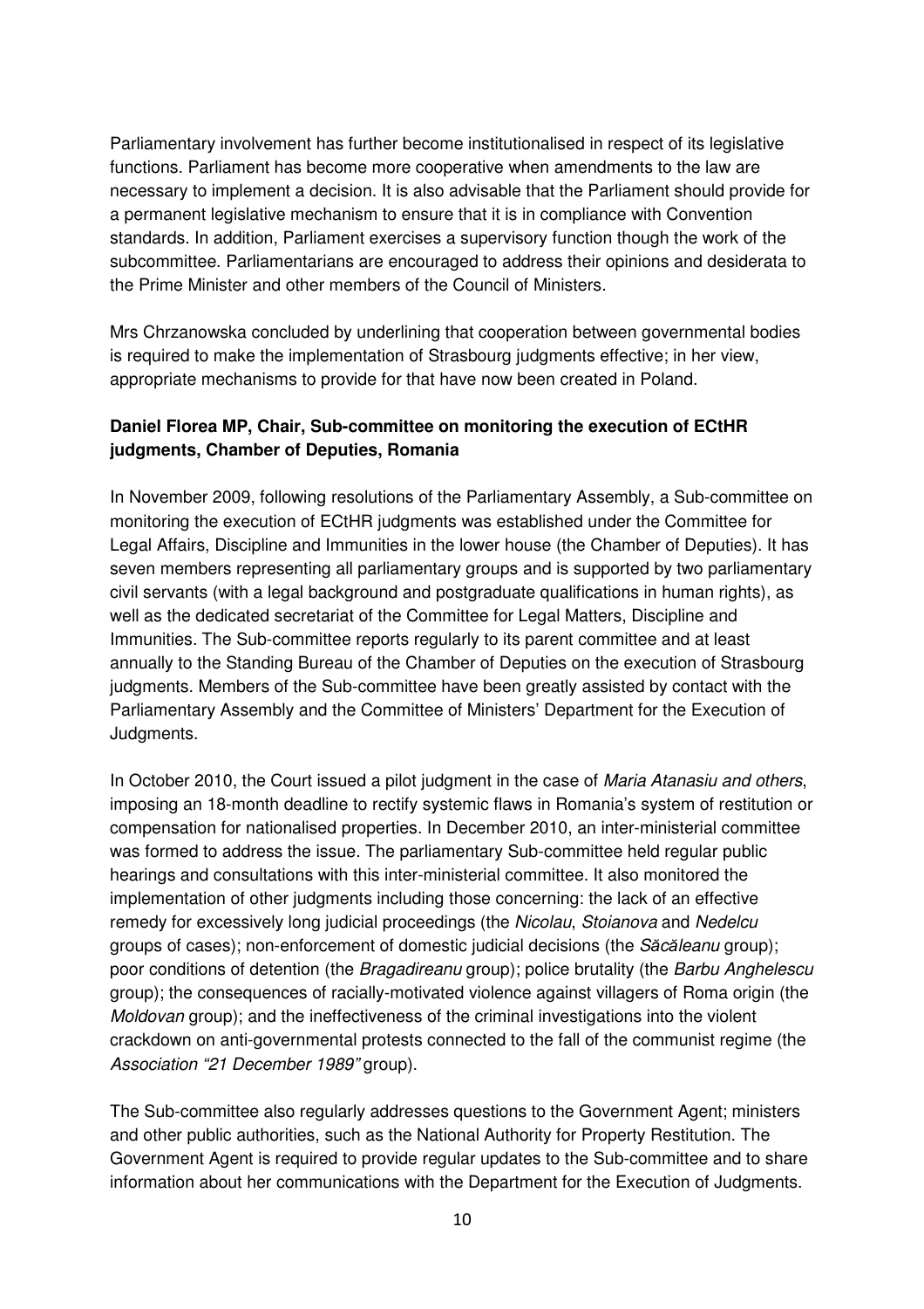Parliamentary involvement has further become institutionalised in respect of its legislative functions. Parliament has become more cooperative when amendments to the law are necessary to implement a decision. It is also advisable that the Parliament should provide for a permanent legislative mechanism to ensure that it is in compliance with Convention standards. In addition, Parliament exercises a supervisory function though the work of the subcommittee. Parliamentarians are encouraged to address their opinions and desiderata to the Prime Minister and other members of the Council of Ministers.

Mrs Chrzanowska concluded by underlining that cooperation between governmental bodies is required to make the implementation of Strasbourg judgments effective; in her view, appropriate mechanisms to provide for that have now been created in Poland.

**Daniel Florea MP, Chair, Sub-committee on monitoring the execution of ECtHR judgments, Chamber of Deputies, Romania**

In November 2009, following resolutions of the Parliamentary Assembly, a Sub-committee on monitoring the execution of ECtHR judgments was established under the Committee for Legal Affairs, Discipline and Immunities in the lower house (the Chamber of Deputies). It has seven members representing all parliamentary groups and is supported by two parliamentary civil servants (with a legal background and postgraduate qualifications in human rights), as well as the dedicated secretariat of the Committee for Legal Matters, Discipline and Immunities. The Sub-committee reports regularly to its parent committee and at least annually to the Standing Bureau of the Chamber of Deputies on the execution of Strasbourg judgments. Members of the Sub-committee have been greatly assisted by contact with the Parliamentary Assembly and the Committee of Ministers' Department for the Execution of Judgments.

In October 2010, the Court issued a pilot judgment in the case of *Maria Atanasiu and others*, imposing an 18-month deadline to rectify systemic flaws in Romania's system of restitution or compensation for nationalised properties. In December 2010, an inter-ministerial committee was formed to address the issue. The parliamentary Sub-committee held regular public hearings and consultations with this inter-ministerial committee. It also monitored the implementation of other judgments including those concerning: the lack of an effective remedy for excessively long judicial proceedings (the *Nicolau*, *Stoianova* and *Nedelcu* groups of cases); non-enforcement of domestic judicial decisions (the *Săcăleanu* group); poor conditions of detention (the *Bragadireanu* group); police brutality (the *Barbu Anghelescu* group); the consequences of racially-motivated violence against villagers of Roma origin (the *Moldovan* group); and the ineffectiveness of the criminal investigations into the violent crackdown on anti-governmental protests connected to the fall of the communist regime (the *Association "21 December 1989"* group).

The Sub-committee also regularly addresses questions to the Government Agent; ministers and other public authorities, such as the National Authority for Property Restitution. The Government Agent is required to provide regular updates to the Sub-committee and to share information about her communications with the Department for the Execution of Judgments.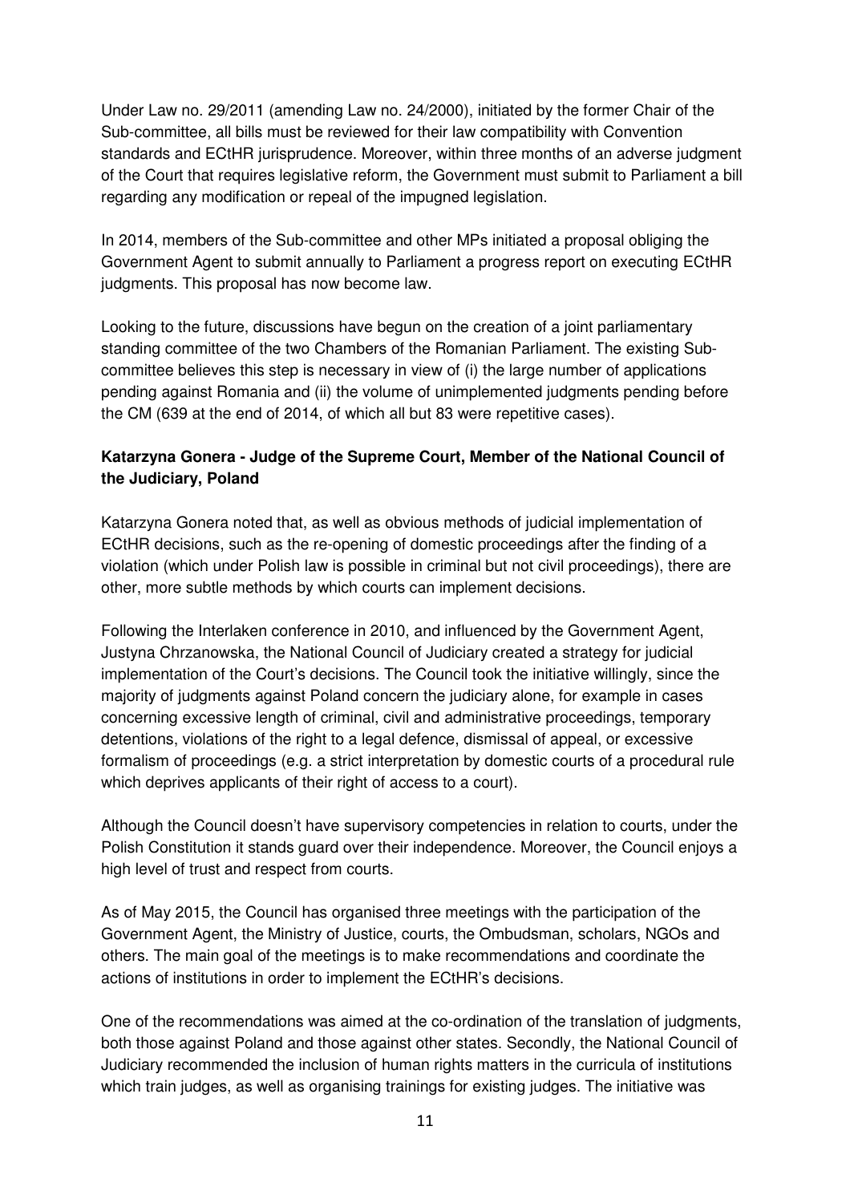Under Law no. 29/2011 (amending Law no. 24/2000), initiated by the former Chair of the Sub-committee, all bills must be reviewed for their law compatibility with Convention standards and ECtHR jurisprudence. Moreover, within three months of an adverse judgment of the Court that requires legislative reform, the Government must submit to Parliament a bill regarding any modification or repeal of the impugned legislation.

In 2014, members of the Sub-committee and other MPs initiated a proposal obliging the Government Agent to submit annually to Parliament a progress report on executing ECtHR judgments. This proposal has now become law.

Looking to the future, discussions have begun on the creation of a joint parliamentary standing committee of the two Chambers of the Romanian Parliament. The existing Sub-committee believes this step is necessary in view of (i) the large number of applications pending against Romania and (ii) the volume of unimplemented judgments pending before the CM (639 at the end of 2014, of which all but 83 were repetitive cases).

**Katarzyna Gonera - Judge of the Supreme Court, Member of the National Council of the Judiciary, Poland**

Katarzyna Gonera noted that, as well as obvious methods of judicial implementation of ECtHR decisions, such as the re-opening of domestic proceedings after the finding of a violation (which under Polish law is possible in criminal but not civil proceedings), there are other, more subtle methods by which courts can implement decisions.

Following the Interlaken conference in 2010, and influenced by the Government Agent, Justyna Chrzanowska, the National Council of Judiciary created a strategy for judicial implementation of the Court's decisions. The Council took the initiative willingly, since the majority of judgments against Poland concern the judiciary alone, for example in cases concerning excessive length of criminal, civil and administrative proceedings, temporary detentions, violations of the right to a legal defence, dismissal of appeal, or excessive formalism of proceedings (e.g. a strict interpretation by domestic courts of a procedural rule which deprives applicants of their right of access to a court).

Although the Council doesn't have supervisory competencies in relation to courts, under the Polish Constitution it stands guard over their independence. Moreover, the Council enjoys a high level of trust and respect from courts.

As of May 2015, the Council has organised three meetings with the participation of the Government Agent, the Ministry of Justice, courts, the Ombudsman, scholars, NGOs and others. The main goal of the meetings is to make recommendations and coordinate the actions of institutions in order to implement the ECtHR's decisions.

One of the recommendations was aimed at the co-ordination of the translation of judgments, both those against Poland and those against other states. Secondly, the National Council of Judiciary recommended the inclusion of human rights matters in the curricula of institutions which train judges, as well as organising trainings for existing judges. The initiative was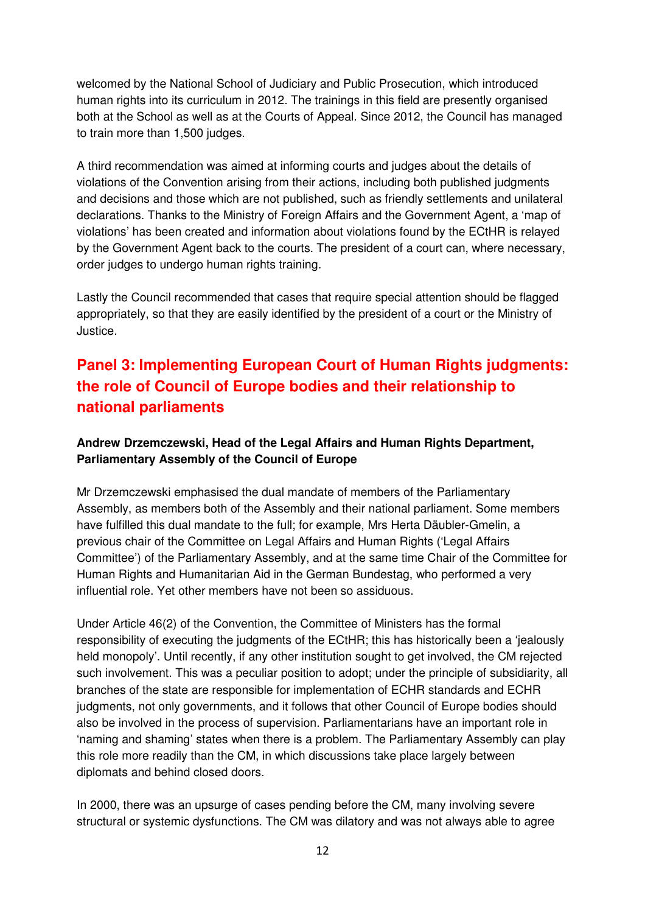welcomed by the National School of Judiciary and Public Prosecution, which introduced human rights into its curriculum in 2012. The trainings in this field are presently organised both at the School as well as at the Courts of Appeal. Since 2012, the Council has managed to train more than 1,500 judges.

A third recommendation was aimed at informing courts and judges about the details of violations of the Convention arising from their actions, including both published judgments and decisions and those which are not published, such as friendly settlements and unilateral declarations. Thanks to the Ministry of Foreign Affairs and the Government Agent, a 'map of violations' has been created and information about violations found by the ECtHR is relayed by the Government Agent back to the courts. The president of a court can, where necessary, order judges to undergo human rights training.

Lastly the Council recommended that cases that require special attention should be flagged appropriately, so that they are easily identified by the president of a court or the Ministry of Justice.

## Panel 3: Implementing European Court of Human Rights judgments: the role of Council of Europe bodies and their relationship to national parliaments

**Andrew Drzemczewski, Head of the Legal Affairs and Human Rights Department, Parliamentary Assembly of the Council of Europe**

Mr Drzemczewski emphasised the dual mandate of members of the Parliamentary Assembly, as members both of the Assembly and their national parliament. Some members have fulfilled this dual mandate to the full; for example, Mrs Herta Däubler-Gmelin, a previous chair of the Committee on Legal Affairs and Human Rights ('Legal Affairs Committee') of the Parliamentary Assembly, and at the same time Chair of the Committee for Human Rights and Humanitarian Aid in the German Bundestag, who performed a very influential role. Yet other members have not been so assiduous.

Under Article 46(2) of the Convention, the Committee of Ministers has the formal responsibility of executing the judgments of the ECtHR; this has historically been a 'jealously held monopoly'. Until recently, if any other institution sought to get involved, the CM rejected such involvement. This was a peculiar position to adopt; under the principle of subsidiarity, all branches of the state are responsible for implementation of ECHR standards and ECHR judgments, not only governments, and it follows that other Council of Europe bodies should also be involved in the process of supervision. Parliamentarians have an important role in 'naming and shaming' states when there is a problem. The Parliamentary Assembly can play this role more readily than the CM, in which discussions take place largely between diplomats and behind closed doors.

In 2000, there was an upsurge of cases pending before the CM, many involving severe structural or systemic dysfunctions. The CM was dilatory and was not always able to agree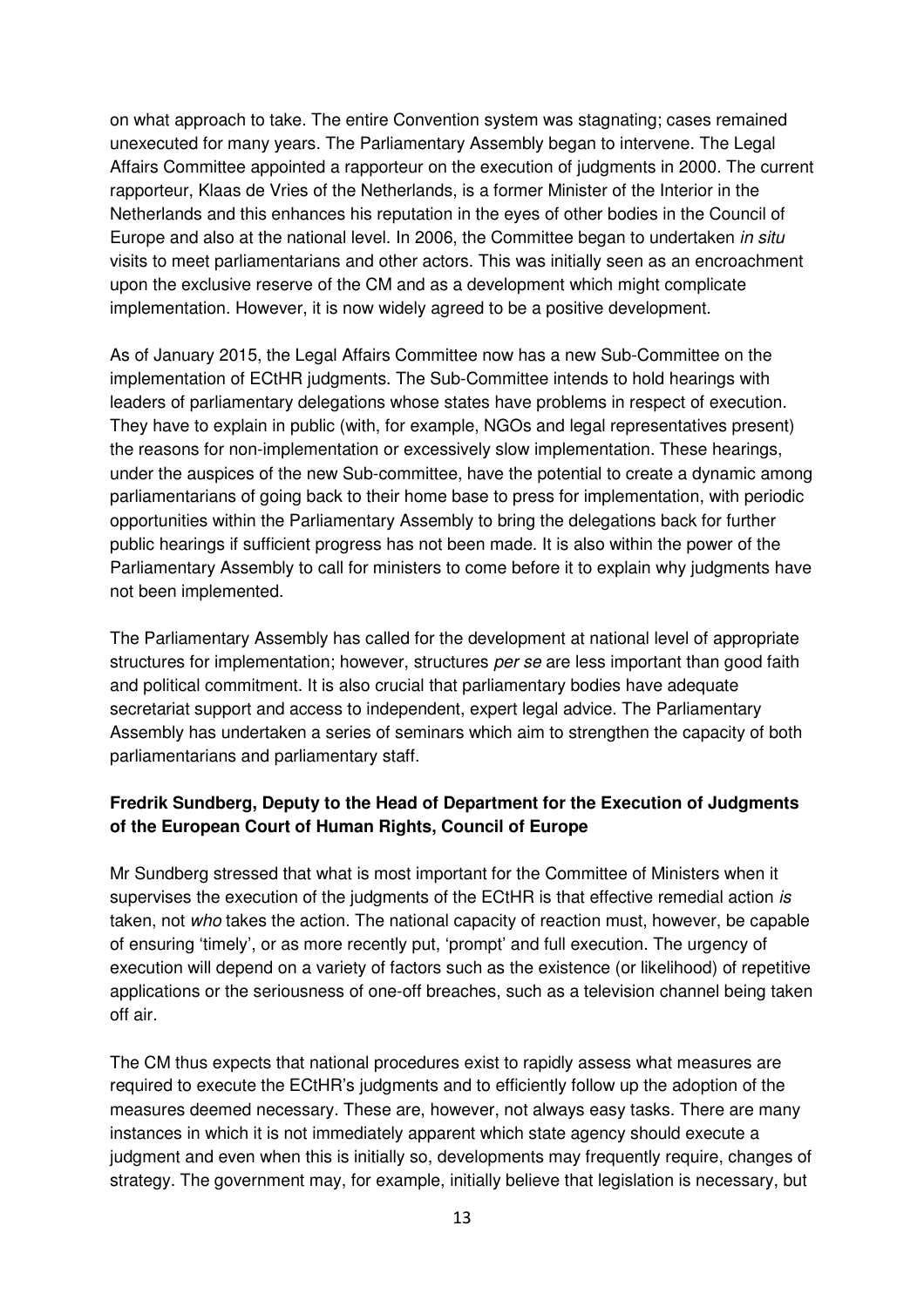on what approach to take. The entire Convention system was stagnating; cases remained unexecuted for many years. The Parliamentary Assembly began to intervene. The Legal Affairs Committee appointed a rapporteur on the execution of judgments in 2000. The current rapporteur, Klaas de Vries of the Netherlands, is a former Minister of the Interior in the Netherlands and this enhances his reputation in the eyes of other bodies in the Council of Europe and also at the national level. In 2006, the Committee began to undertaken *in situ* visits to meet parliamentarians and other actors. This was initially seen as an encroachment upon the exclusive reserve of the CM and as a development which might complicate implementation. However, it is now widely agreed to be a positive development.

As of January 2015, the Legal Affairs Committee now has a new Sub-Committee on the implementation of ECtHR judgments. The Sub-Committee intends to hold hearings with leaders of parliamentary delegations whose states have problems in respect of execution. They have to explain in public (with, for example, NGOs and legal representatives present) the reasons for non-implementation or excessively slow implementation. These hearings, under the auspices of the new Sub-committee, have the potential to create a dynamic among parliamentarians of going back to their home base to press for implementation, with periodic opportunities within the Parliamentary Assembly to bring the delegations back for further public hearings if sufficient progress has not been made. It is also within the power of the Parliamentary Assembly to call for ministers to come before it to explain why judgments have not been implemented.

The Parliamentary Assembly has called for the development at national level of appropriate structures for implementation; however, structures *per se* are less important than good faith and political commitment. It is also crucial that parliamentary bodies have adequate secretariat support and access to independent, expert legal advice. The Parliamentary Assembly has undertaken a series of seminars which aim to strengthen the capacity of both parliamentarians and parliamentary staff.

**Fredrik Sundberg, Deputy to the Head of Department for the Execution of Judgments of the European Court of Human Rights, Council of Europe**

Mr Sundberg stressed that what is most important for the Committee of Ministers when it supervises the execution of the judgments of the ECtHR is that effective remedial action *is* taken, not *who* takes the action. The national capacity of reaction must, however, be capable of ensuring 'timely', or as more recently put, 'prompt' and full execution. The urgency of execution will depend on a variety of factors such as the existence (or likelihood) of repetitive applications or the seriousness of one-off breaches, such as a television channel being taken off air.

The CM thus expects that national procedures exist to rapidly assess what measures are required to execute the ECtHR's judgments and to efficiently follow up the adoption of the measures deemed necessary. These are, however, not always easy tasks. There are many instances in which it is not immediately apparent which state agency should execute a judgment and even when this is initially so, developments may frequently require, changes of strategy. The government may, for example, initially believe that legislation is necessary, but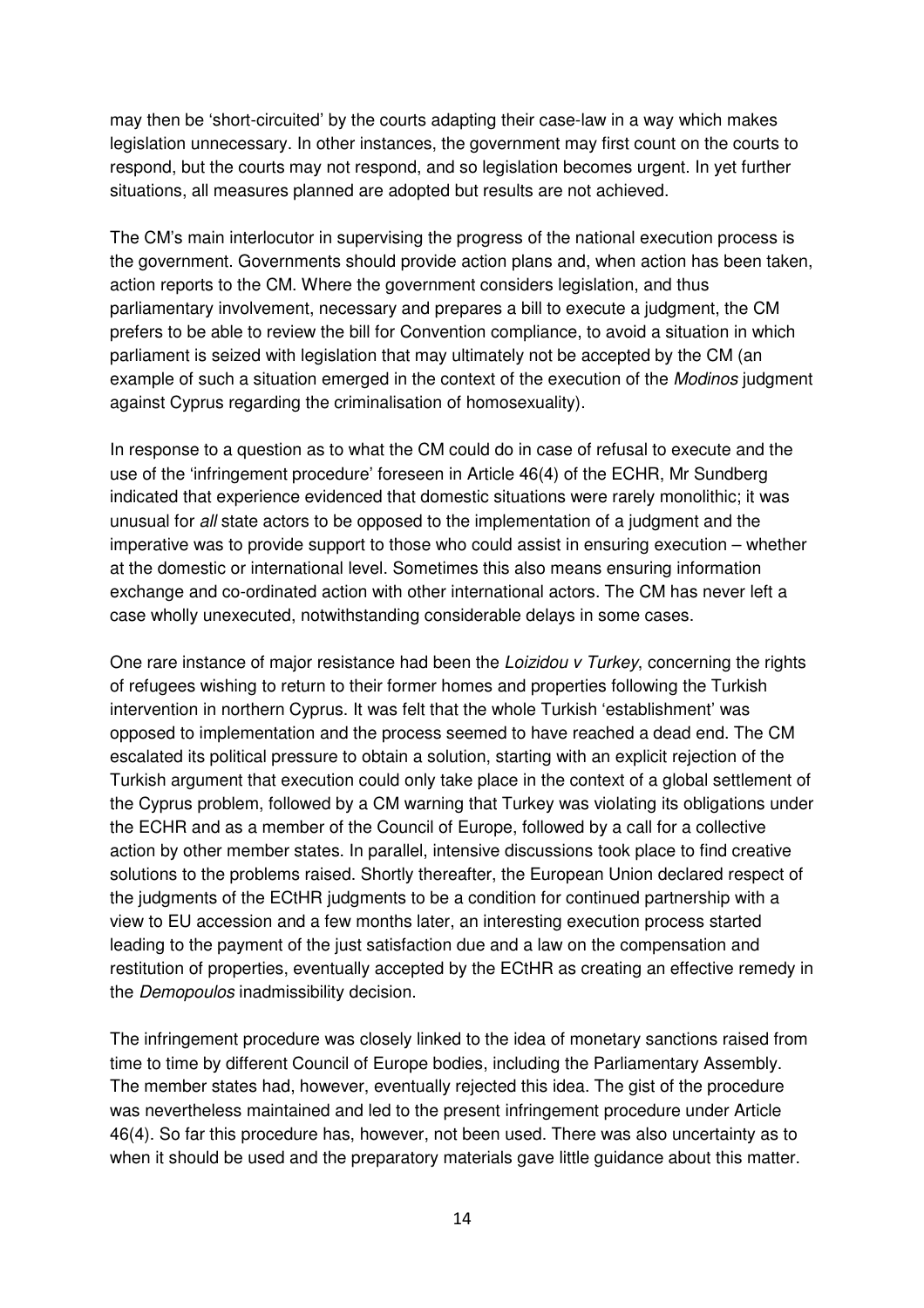may then be 'short-circuited' by the courts adapting their case-law in a way which makes legislation unnecessary. In other instances, the government may first count on the courts to respond, but the courts may not respond, and so legislation becomes urgent. In yet further situations, all measures planned are adopted but results are not achieved.

The CM's main interlocutor in supervising the progress of the national execution process is the government. Governments should provide action plans and, when action has been taken, action reports to the CM. Where the government considers legislation, and thus parliamentary involvement, necessary and prepares a bill to execute a judgment, the CM prefers to be able to review the bill for Convention compliance, to avoid a situation in which parliament is seized with legislation that may ultimately not be accepted by the CM (an example of such a situation emerged in the context of the execution of the *Modinos* judgment against Cyprus regarding the criminalisation of homosexuality).

In response to a question as to what the CM could do in case of refusal to execute and the use of the 'infringement procedure' foreseen in Article 46(4) of the ECHR, Mr Sundberg indicated that experience evidenced that domestic situations were rarely monolithic; it was unusual for *all* state actors to be opposed to the implementation of a judgment and the imperative was to provide support to those who could assist in ensuring execution – whether at the domestic or international level. Sometimes this also means ensuring information exchange and co-ordinated action with other international actors. The CM has never left a case wholly unexecuted, notwithstanding considerable delays in some cases.

One rare instance of major resistance had been the *Loizidou v Turkey*, concerning the rights of refugees wishing to return to their former homes and properties following the Turkish intervention in northern Cyprus. It was felt that the whole Turkish 'establishment' was opposed to implementation and the process seemed to have reached a dead end. The CM escalated its political pressure to obtain a solution, starting with an explicit rejection of the Turkish argument that execution could only take place in the context of a global settlement of the Cyprus problem, followed by a CM warning that Turkey was violating its obligations under the ECHR and as a member of the Council of Europe, followed by a call for a collective action by other member states. In parallel, intensive discussions took place to find creative solutions to the problems raised. Shortly thereafter, the European Union declared respect of the judgments of the ECtHR judgments to be a condition for continued partnership with a view to EU accession and a few months later, an interesting execution process started leading to the payment of the just satisfaction due and a law on the compensation and restitution of properties, eventually accepted by the ECtHR as creating an effective remedy in the *Demopoulos* inadmissibility decision.

The infringement procedure was closely linked to the idea of monetary sanctions raised from time to time by different Council of Europe bodies, including the Parliamentary Assembly. The member states had, however, eventually rejected this idea. The gist of the procedure was nevertheless maintained and led to the present infringement procedure under Article 46(4). So far this procedure has, however, not been used. There was also uncertainty as to when it should be used and the preparatory materials gave little guidance about this matter.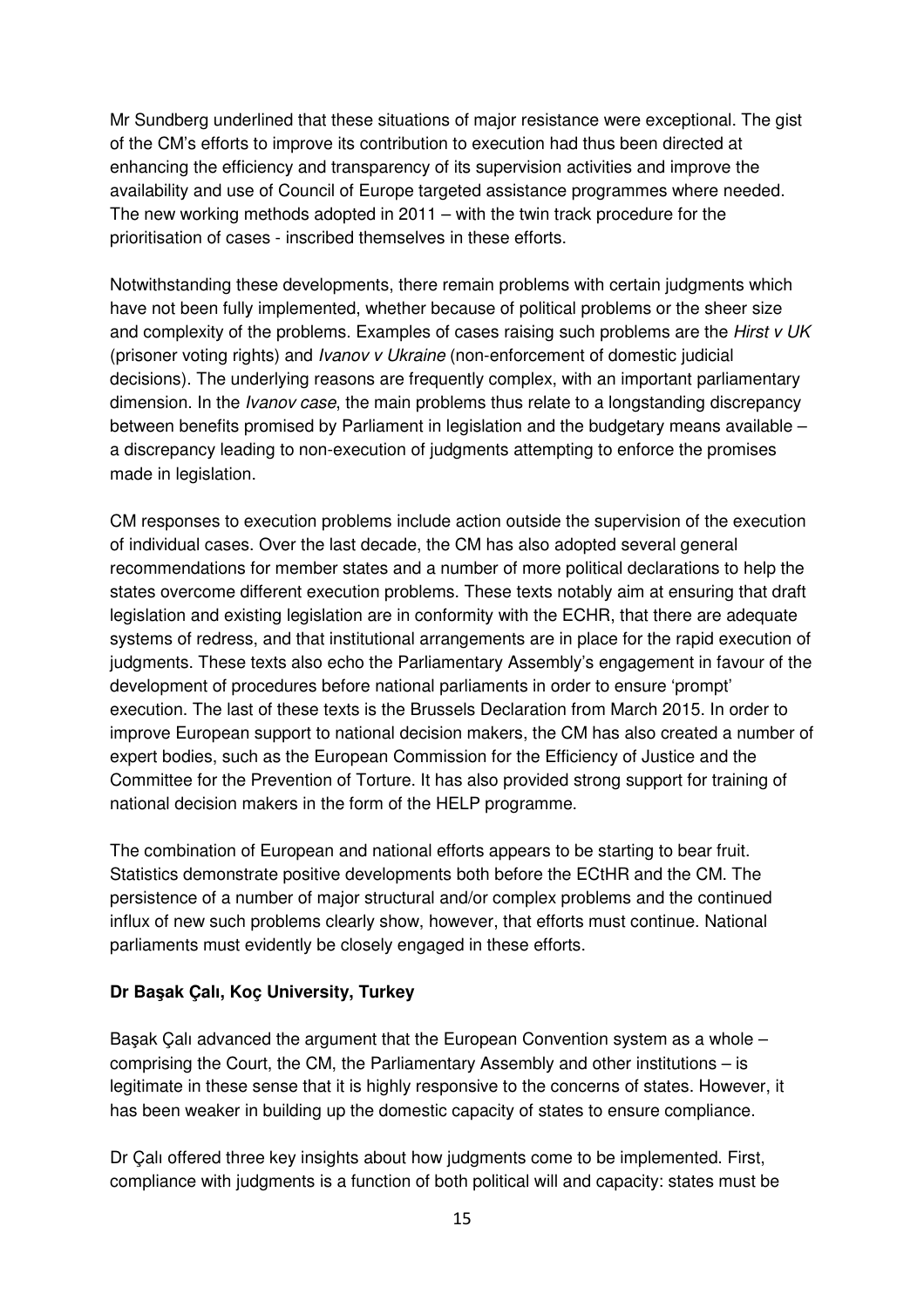Mr Sundberg underlined that these situations of major resistance were exceptional. The gist of the CM's efforts to improve its contribution to execution had thus been directed at enhancing the efficiency and transparency of its supervision activities and improve the availability and use of Council of Europe targeted assistance programmes where needed. The new working methods adopted in 2011 – with the twin track procedure for the prioritisation of cases - inscribed themselves in these efforts.

Notwithstanding these developments, there remain problems with certain judgments which have not been fully implemented, whether because of political problems or the sheer size and complexity of the problems. Examples of cases raising such problems are the *Hirst v UK* (prisoner voting rights) and *Ivanov v Ukraine* (non-enforcement of domestic judicial decisions). The underlying reasons are frequently complex, with an important parliamentary dimension. In the *Ivanov case*, the main problems thus relate to a longstanding discrepancy between benefits promised by Parliament in legislation and the budgetary means available – a discrepancy leading to non-execution of judgments attempting to enforce the promises made in legislation.

CM responses to execution problems include action outside the supervision of the execution of individual cases. Over the last decade, the CM has also adopted several general recommendations for member states and a number of more political declarations to help the states overcome different execution problems. These texts notably aim at ensuring that draft legislation and existing legislation are in conformity with the ECHR, that there are adequate systems of redress, and that institutional arrangements are in place for the rapid execution of judgments. These texts also echo the Parliamentary Assembly's engagement in favour of the development of procedures before national parliaments in order to ensure 'prompt' execution. The last of these texts is the Brussels Declaration from March 2015. In order to improve European support to national decision makers, the CM has also created a number of expert bodies, such as the European Commission for the Efficiency of Justice and the Committee for the Prevention of Torture. It has also provided strong support for training of national decision makers in the form of the HELP programme.

The combination of European and national efforts appears to be starting to bear fruit. Statistics demonstrate positive developments both before the ECtHR and the CM. The persistence of a number of major structural and/or complex problems and the continued influx of new such problems clearly show, however, that efforts must continue. National parliaments must evidently be closely engaged in these efforts.

**Dr Başak Çalı, Koç University, Turkey**

Başak Çalı advanced the argument that the European Convention system as a whole – comprising the Court, the CM, the Parliamentary Assembly and other institutions – is legitimate in these sense that it is highly responsive to the concerns of states. However, it has been weaker in building up the domestic capacity of states to ensure compliance.

Dr Çalı offered three key insights about how judgments come to be implemented. First, compliance with judgments is a function of both political will and capacity: states must be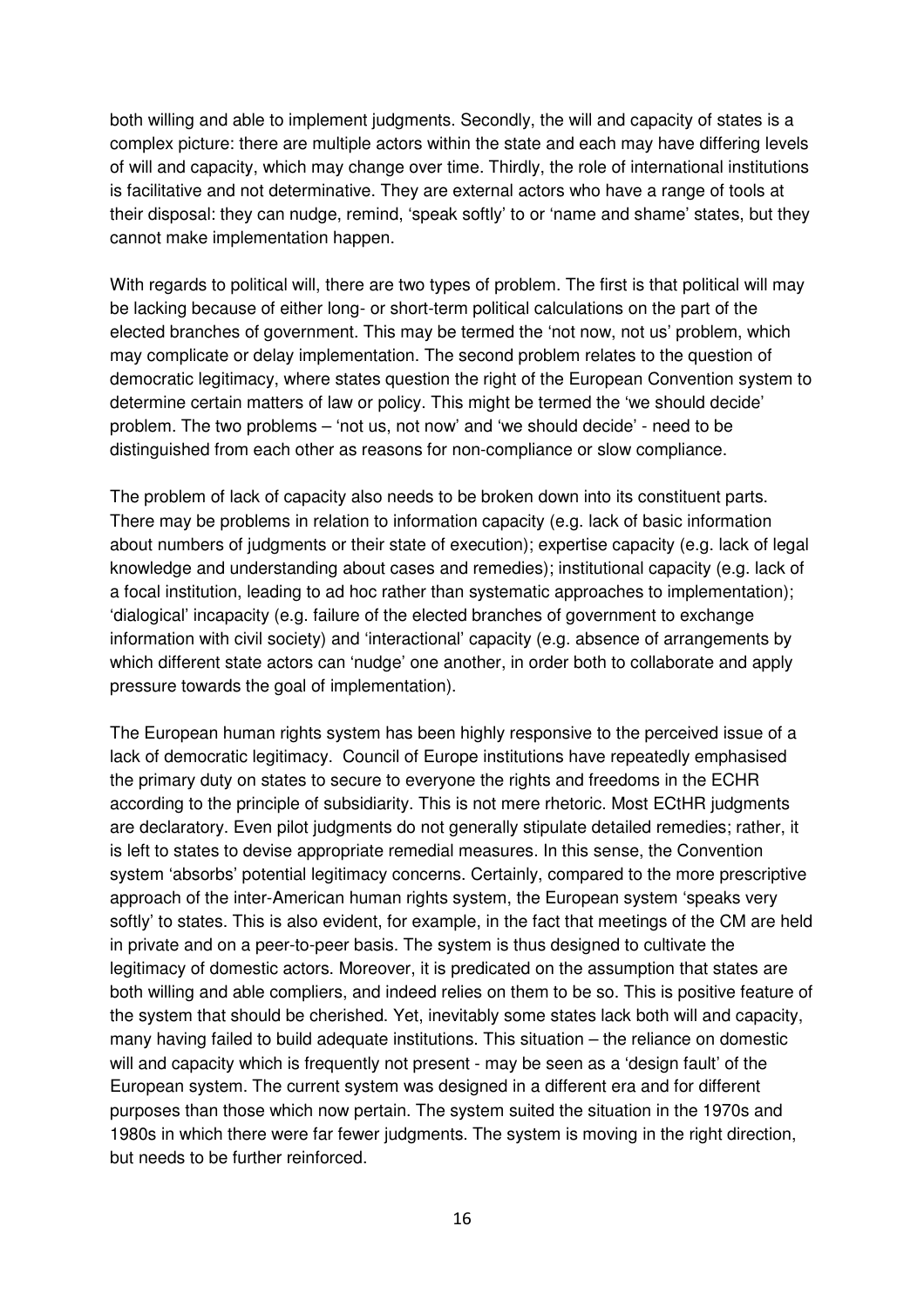both willing and able to implement judgments. Secondly, the will and capacity of states is a complex picture: there are multiple actors within the state and each may have differing levels of will and capacity, which may change over time. Thirdly, the role of international institutions is facilitative and not determinative. They are external actors who have a range of tools at their disposal: they can nudge, remind, 'speak softly' to or 'name and shame' states, but they cannot make implementation happen.

With regards to political will, there are two types of problem. The first is that political will may be lacking because of either long- or short-term political calculations on the part of the elected branches of government. This may be termed the 'not now, not us' problem, which may complicate or delay implementation. The second problem relates to the question of democratic legitimacy, where states question the right of the European Convention system to determine certain matters of law or policy. This might be termed the 'we should decide' problem. The two problems – 'not us, not now' and 'we should decide' - need to be distinguished from each other as reasons for non-compliance or slow compliance.

The problem of lack of capacity also needs to be broken down into its constituent parts. There may be problems in relation to information capacity (e.g. lack of basic information about numbers of judgments or their state of execution); expertise capacity (e.g. lack of legal knowledge and understanding about cases and remedies); institutional capacity (e.g. lack of a focal institution, leading to ad hoc rather than systematic approaches to implementation); 'dialogical' incapacity (e.g. failure of the elected branches of government to exchange information with civil society) and 'interactional' capacity (e.g. absence of arrangements by which different state actors can 'nudge' one another, in order both to collaborate and apply pressure towards the goal of implementation).

The European human rights system has been highly responsive to the perceived issue of a lack of democratic legitimacy. Council of Europe institutions have repeatedly emphasised the primary duty on states to secure to everyone the rights and freedoms in the ECHR according to the principle of subsidiarity. This is not mere rhetoric. Most ECtHR judgments are declaratory. Even pilot judgments do not generally stipulate detailed remedies; rather, it is left to states to devise appropriate remedial measures. In this sense, the Convention system 'absorbs' potential legitimacy concerns. Certainly, compared to the more prescriptive approach of the inter-American human rights system, the European system 'speaks very softly' to states. This is also evident, for example, in the fact that meetings of the CM are held in private and on a peer-to-peer basis. The system is thus designed to cultivate the legitimacy of domestic actors. Moreover, it is predicated on the assumption that states are both willing and able compliers, and indeed relies on them to be so. This is positive feature of the system that should be cherished. Yet, inevitably some states lack both will and capacity, many having failed to build adequate institutions. This situation – the reliance on domestic will and capacity which is frequently not present - may be seen as a 'design fault' of the European system. The current system was designed in a different era and for different purposes than those which now pertain. The system suited the situation in the 1970s and 1980s in which there were far fewer judgments. The system is moving in the right direction, but needs to be further reinforced.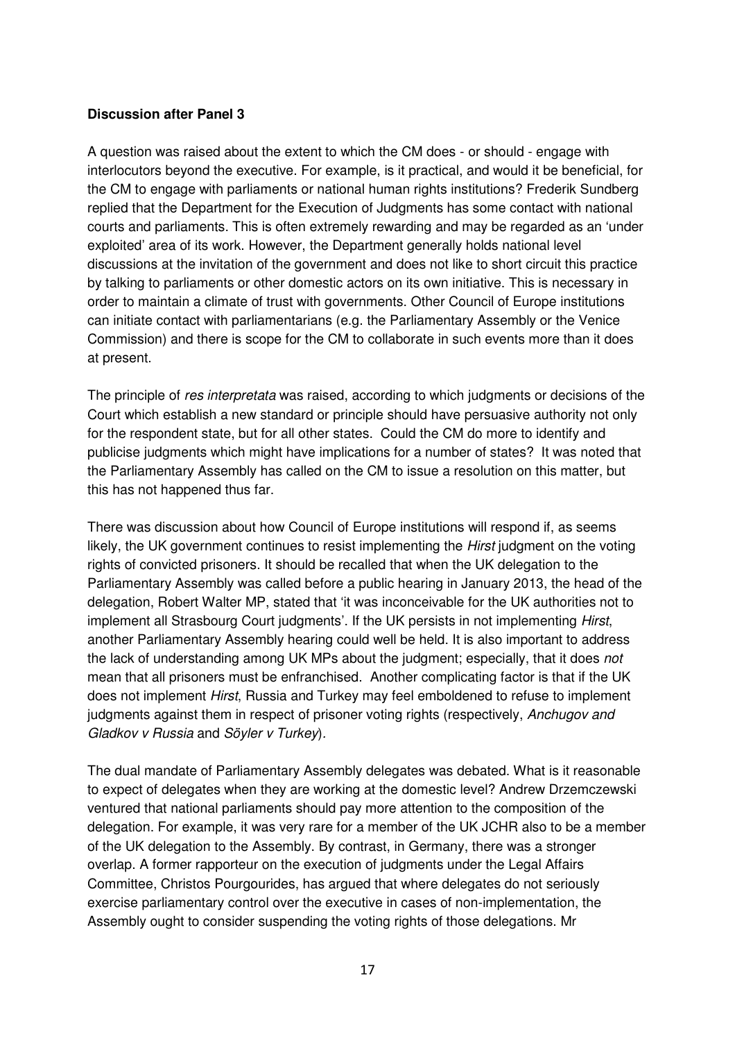**Discussion after Panel 3**

A question was raised about the extent to which the CM does - or should - engage with interlocutors beyond the executive. For example, is it practical, and would it be beneficial, for the CM to engage with parliaments or national human rights institutions? Frederik Sundberg replied that the Department for the Execution of Judgments has some contact with national courts and parliaments. This is often extremely rewarding and may be regarded as an 'under exploited' area of its work. However, the Department generally holds national level discussions at the invitation of the government and does not like to short circuit this practice by talking to parliaments or other domestic actors on its own initiative. This is necessary in order to maintain a climate of trust with governments. Other Council of Europe institutions can initiate contact with parliamentarians (e.g. the Parliamentary Assembly or the Venice Commission) and there is scope for the CM to collaborate in such events more than it does at present.

The principle of *res interpretata* was raised, according to which judgments or decisions of the Court which establish a new standard or principle should have persuasive authority not only for the respondent state, but for all other states. Could the CM do more to identify and publicise judgments which might have implications for a number of states? It was noted that the Parliamentary Assembly has called on the CM to issue a resolution on this matter, but this has not happened thus far.

There was discussion about how Council of Europe institutions will respond if, as seems likely, the UK government continues to resist implementing the *Hirst* judgment on the voting rights of convicted prisoners. It should be recalled that when the UK delegation to the Parliamentary Assembly was called before a public hearing in January 2013, the head of the delegation, Robert Walter MP, stated that 'it was inconceivable for the UK authorities not to implement all Strasbourg Court judgments'. If the UK persists in not implementing *Hirst*, another Parliamentary Assembly hearing could well be held. It is also important to address the lack of understanding among UK MPs about the judgment; especially, that it does *not* mean that all prisoners must be enfranchised. Another complicating factor is that if the UK does not implement *Hirst*, Russia and Turkey may feel emboldened to refuse to implement judgments against them in respect of prisoner voting rights (respectively, *Anchugov and Gladkov v Russia* and *Söyler v Turkey*).

The dual mandate of Parliamentary Assembly delegates was debated. What is it reasonable to expect of delegates when they are working at the domestic level? Andrew Drzemczewski ventured that national parliaments should pay more attention to the composition of the delegation. For example, it was very rare for a member of the UK JCHR also to be a member of the UK delegation to the Assembly. By contrast, in Germany, there was a stronger overlap. A former rapporteur on the execution of judgments under the Legal Affairs Committee, Christos Pourgourides, has argued that where delegates do not seriously exercise parliamentary control over the executive in cases of non-implementation, the Assembly ought to consider suspending the voting rights of those delegations. Mr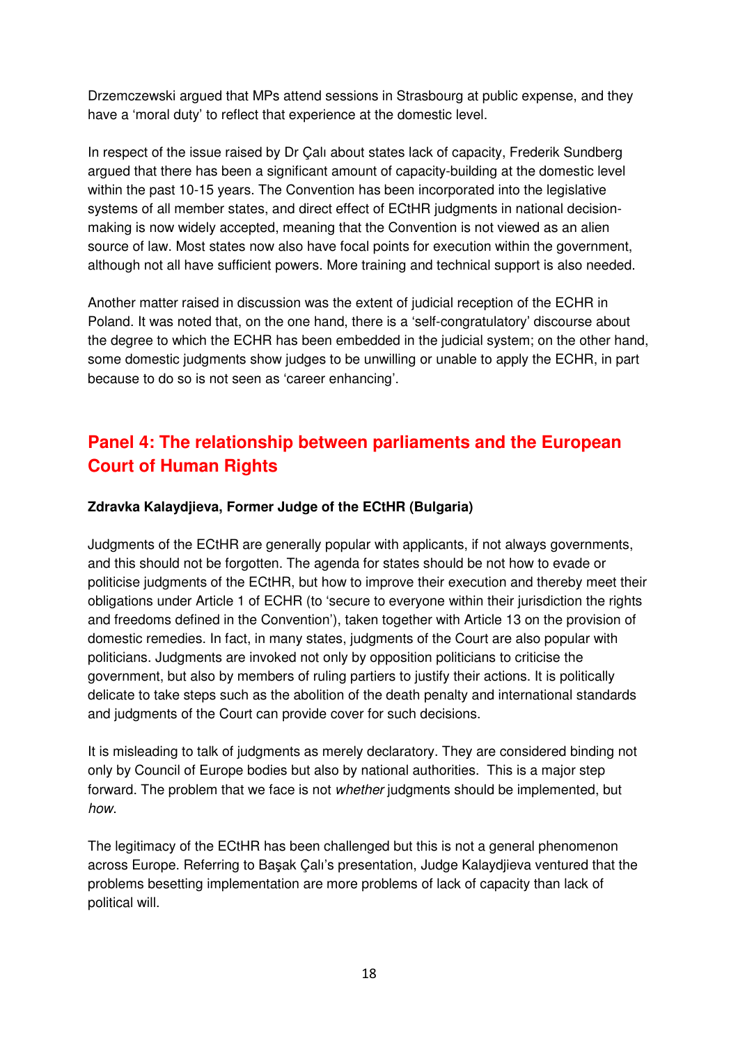Drzemczewski argued that MPs attend sessions in Strasbourg at public expense, and they have a 'moral duty' to reflect that experience at the domestic level.

In respect of the issue raised by Dr Çalı about states lack of capacity, Frederik Sundberg argued that there has been a significant amount of capacity-building at the domestic level within the past 10-15 years. The Convention has been incorporated into the legislative systems of all member states, and direct effect of ECtHR judgments in national decision-making is now widely accepted, meaning that the Convention is not viewed as an alien source of law. Most states now also have focal points for execution within the government, although not all have sufficient powers. More training and technical support is also needed.

Another matter raised in discussion was the extent of judicial reception of the ECHR in Poland. It was noted that, on the one hand, there is a 'self-congratulatory' discourse about the degree to which the ECHR has been embedded in the judicial system; on the other hand, some domestic judgments show judges to be unwilling or unable to apply the ECHR, in part because to do so is not seen as 'career enhancing'.

## Panel 4: The relationship between parliaments and the European Court of Human Rights

**Zdravka Kalaydjieva, Former Judge of the ECtHR (Bulgaria)**

Judgments of the ECtHR are generally popular with applicants, if not always governments, and this should not be forgotten. The agenda for states should be not how to evade or politicise judgments of the ECtHR, but how to improve their execution and thereby meet their obligations under Article 1 of ECHR (to 'secure to everyone within their jurisdiction the rights and freedoms defined in the Convention'), taken together with Article 13 on the provision of domestic remedies. In fact, in many states, judgments of the Court are also popular with politicians. Judgments are invoked not only by opposition politicians to criticise the government, but also by members of ruling partiers to justify their actions. It is politically delicate to take steps such as the abolition of the death penalty and international standards and judgments of the Court can provide cover for such decisions.

It is misleading to talk of judgments as merely declaratory. They are considered binding not only by Council of Europe bodies but also by national authorities. This is a major step forward. The problem that we face is not *whether* judgments should be implemented, but *how*.

The legitimacy of the ECtHR has been challenged but this is not a general phenomenon across Europe. Referring to Başak Çalı's presentation, Judge Kalaydjieva ventured that the problems besetting implementation are more problems of lack of capacity than lack of political will.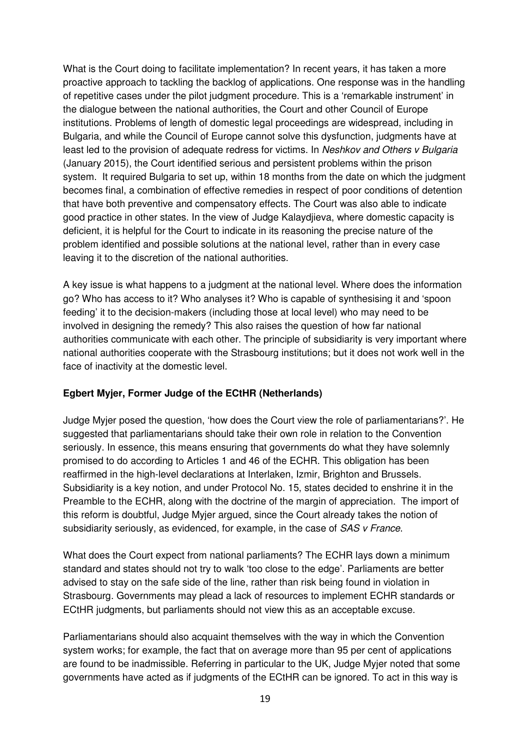What is the Court doing to facilitate implementation? In recent years, it has taken a more proactive approach to tackling the backlog of applications. One response was in the handling of repetitive cases under the pilot judgment procedure. This is a 'remarkable instrument' in the dialogue between the national authorities, the Court and other Council of Europe institutions. Problems of length of domestic legal proceedings are widespread, including in Bulgaria, and while the Council of Europe cannot solve this dysfunction, judgments have at least led to the provision of adequate redress for victims. In *Neshkov and Others v Bulgaria* (January 2015), the Court identified serious and persistent problems within the prison system. It required Bulgaria to set up, within 18 months from the date on which the judgment becomes final, a combination of effective remedies in respect of poor conditions of detention that have both preventive and compensatory effects. The Court was also able to indicate good practice in other states. In the view of Judge Kalaydjieva, where domestic capacity is deficient, it is helpful for the Court to indicate in its reasoning the precise nature of the problem identified and possible solutions at the national level, rather than in every case leaving it to the discretion of the national authorities.

A key issue is what happens to a judgment at the national level. Where does the information go? Who has access to it? Who analyses it? Who is capable of synthesising it and 'spoon feeding' it to the decision-makers (including those at local level) who may need to be involved in designing the remedy? This also raises the question of how far national authorities communicate with each other. The principle of subsidiarity is very important where national authorities cooperate with the Strasbourg institutions; but it does not work well in the face of inactivity at the domestic level.

**Egbert Myjer, Former Judge of the ECtHR (Netherlands)**

Judge Myjer posed the question, 'how does the Court view the role of parliamentarians?'. He suggested that parliamentarians should take their own role in relation to the Convention seriously. In essence, this means ensuring that governments do what they have solemnly promised to do according to Articles 1 and 46 of the ECHR. This obligation has been reaffirmed in the high-level declarations at Interlaken, Izmir, Brighton and Brussels. Subsidiarity is a key notion, and under Protocol No. 15, states decided to enshrine it in the Preamble to the ECHR, along with the doctrine of the margin of appreciation. The import of this reform is doubtful, Judge Myjer argued, since the Court already takes the notion of subsidiarity seriously, as evidenced, for example, in the case of *SAS v France*.

What does the Court expect from national parliaments? The ECHR lays down a minimum standard and states should not try to walk 'too close to the edge'. Parliaments are better advised to stay on the safe side of the line, rather than risk being found in violation in Strasbourg. Governments may plead a lack of resources to implement ECHR standards or ECtHR judgments, but parliaments should not view this as an acceptable excuse.

Parliamentarians should also acquaint themselves with the way in which the Convention system works; for example, the fact that on average more than 95 per cent of applications are found to be inadmissible. Referring in particular to the UK, Judge Myjer noted that some governments have acted as if judgments of the ECtHR can be ignored. To act in this way is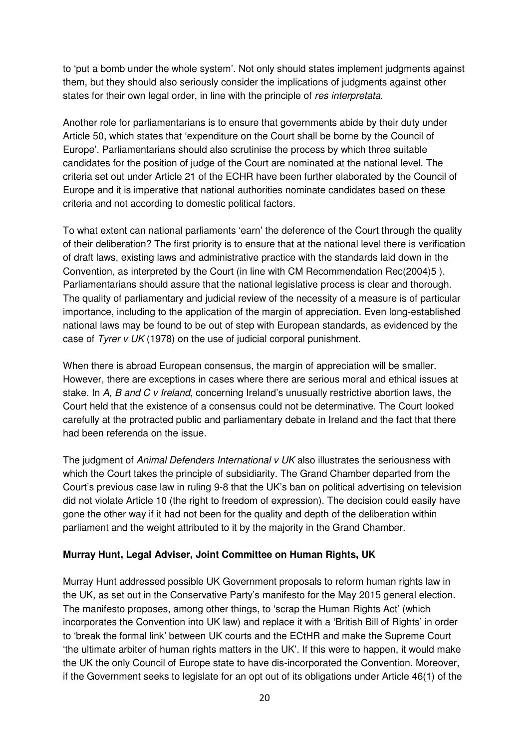to 'put a bomb under the whole system'. Not only should states implement judgments against them, but they should also seriously consider the implications of judgments against other states for their own legal order, in line with the principle of *res interpretata*.

Another role for parliamentarians is to ensure that governments abide by their duty under Article 50, which states that 'expenditure on the Court shall be borne by the Council of Europe'. Parliamentarians should also scrutinise the process by which three suitable candidates for the position of judge of the Court are nominated at the national level. The criteria set out under Article 21 of the ECHR have been further elaborated by the Council of Europe and it is imperative that national authorities nominate candidates based on these criteria and not according to domestic political factors.

To what extent can national parliaments 'earn' the deference of the Court through the quality of their deliberation? The first priority is to ensure that at the national level there is verification of draft laws, existing laws and administrative practice with the standards laid down in the Convention, as interpreted by the Court (in line with CM Recommendation Rec(2004)5 ). Parliamentarians should assure that the national legislative process is clear and thorough. The quality of parliamentary and judicial review of the necessity of a measure is of particular importance, including to the application of the margin of appreciation. Even long-established national laws may be found to be out of step with European standards, as evidenced by the case of *Tyrer v UK* (1978) on the use of judicial corporal punishment.

When there is abroad European consensus, the margin of appreciation will be smaller. However, there are exceptions in cases where there are serious moral and ethical issues at stake. In *A, B and C v Ireland*, concerning Ireland's unusually restrictive abortion laws, the Court held that the existence of a consensus could not be determinative. The Court looked carefully at the protracted public and parliamentary debate in Ireland and the fact that there had been referenda on the issue.

The judgment of *Animal Defenders International v UK* also illustrates the seriousness with which the Court takes the principle of subsidiarity. The Grand Chamber departed from the Court's previous case law in ruling 9-8 that the UK's ban on political advertising on television did not violate Article 10 (the right to freedom of expression). The decision could easily have gone the other way if it had not been for the quality and depth of the deliberation within parliament and the weight attributed to it by the majority in the Grand Chamber.

**Murray Hunt, Legal Adviser, Joint Committee on Human Rights, UK**

Murray Hunt addressed possible UK Government proposals to reform human rights law in the UK, as set out in the Conservative Party's manifesto for the May 2015 general election. The manifesto proposes, among other things, to 'scrap the Human Rights Act' (which incorporates the Convention into UK law) and replace it with a 'British Bill of Rights' in order to 'break the formal link' between UK courts and the ECtHR and make the Supreme Court 'the ultimate arbiter of human rights matters in the UK'. If this were to happen, it would make the UK the only Council of Europe state to have dis-incorporated the Convention. Moreover, if the Government seeks to legislate for an opt out of its obligations under Article 46(1) of the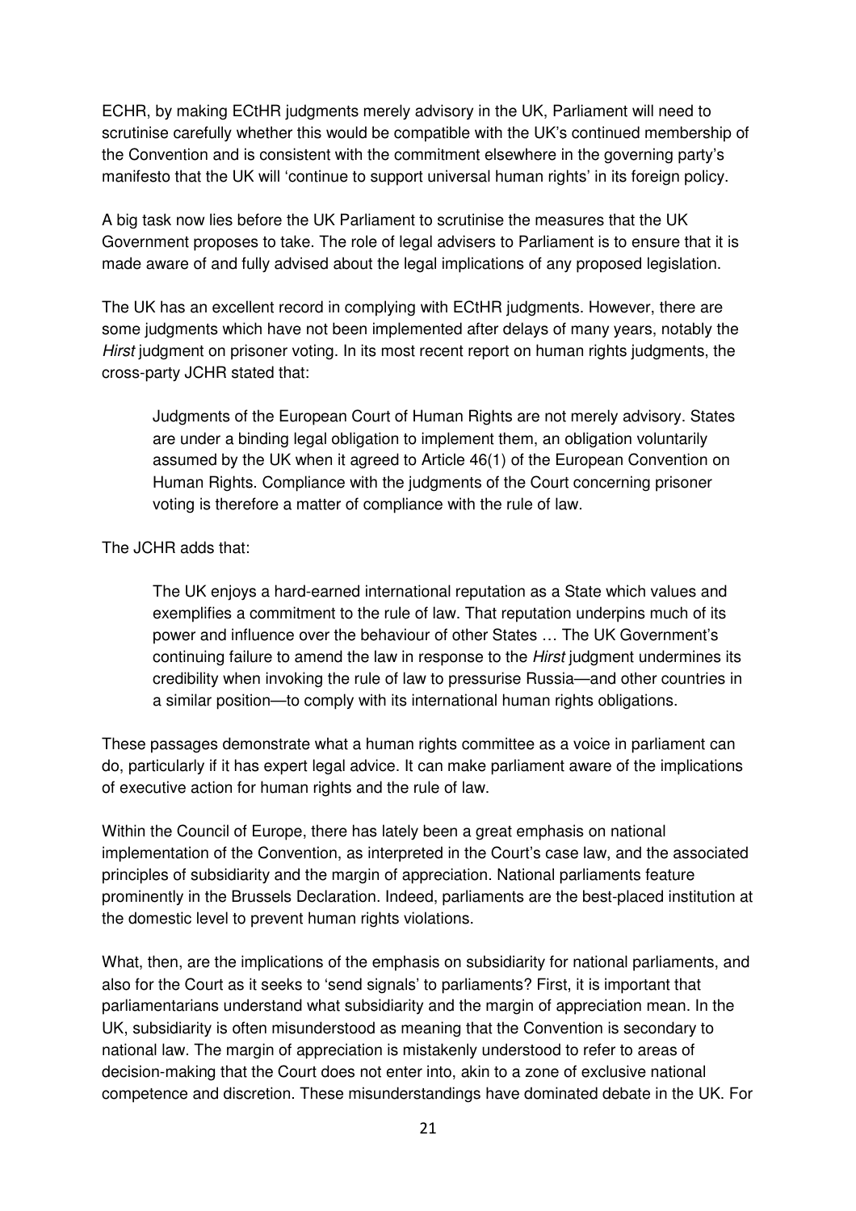ECHR, by making ECtHR judgments merely advisory in the UK, Parliament will need to scrutinise carefully whether this would be compatible with the UK's continued membership of the Convention and is consistent with the commitment elsewhere in the governing party's manifesto that the UK will 'continue to support universal human rights' in its foreign policy.

A big task now lies before the UK Parliament to scrutinise the measures that the UK Government proposes to take. The role of legal advisers to Parliament is to ensure that it is made aware of and fully advised about the legal implications of any proposed legislation.

The UK has an excellent record in complying with ECtHR judgments. However, there are some judgments which have not been implemented after delays of many years, notably the *Hirst* judgment on prisoner voting. In its most recent report on human rights judgments, the cross-party JCHR stated that:

> Judgments of the European Court of Human Rights are not merely advisory. States are under a binding legal obligation to implement them, an obligation voluntarily assumed by the UK when it agreed to Article 46(1) of the European Convention on Human Rights. Compliance with the judgments of the Court concerning prisoner voting is therefore a matter of compliance with the rule of law.

The JCHR adds that:

> The UK enjoys a hard-earned international reputation as a State which values and exemplifies a commitment to the rule of law. That reputation underpins much of its power and influence over the behaviour of other States … The UK Government's continuing failure to amend the law in response to the *Hirst* judgment undermines its credibility when invoking the rule of law to pressurise Russia—and other countries in a similar position—to comply with its international human rights obligations.

These passages demonstrate what a human rights committee as a voice in parliament can do, particularly if it has expert legal advice. It can make parliament aware of the implications of executive action for human rights and the rule of law.

Within the Council of Europe, there has lately been a great emphasis on national implementation of the Convention, as interpreted in the Court's case law, and the associated principles of subsidiarity and the margin of appreciation. National parliaments feature prominently in the Brussels Declaration. Indeed, parliaments are the best-placed institution at the domestic level to prevent human rights violations.

What, then, are the implications of the emphasis on subsidiarity for national parliaments, and also for the Court as it seeks to 'send signals' to parliaments? First, it is important that parliamentarians understand what subsidiarity and the margin of appreciation mean. In the UK, subsidiarity is often misunderstood as meaning that the Convention is secondary to national law. The margin of appreciation is mistakenly understood to refer to areas of decision-making that the Court does not enter into, akin to a zone of exclusive national competence and discretion. These misunderstandings have dominated debate in the UK. For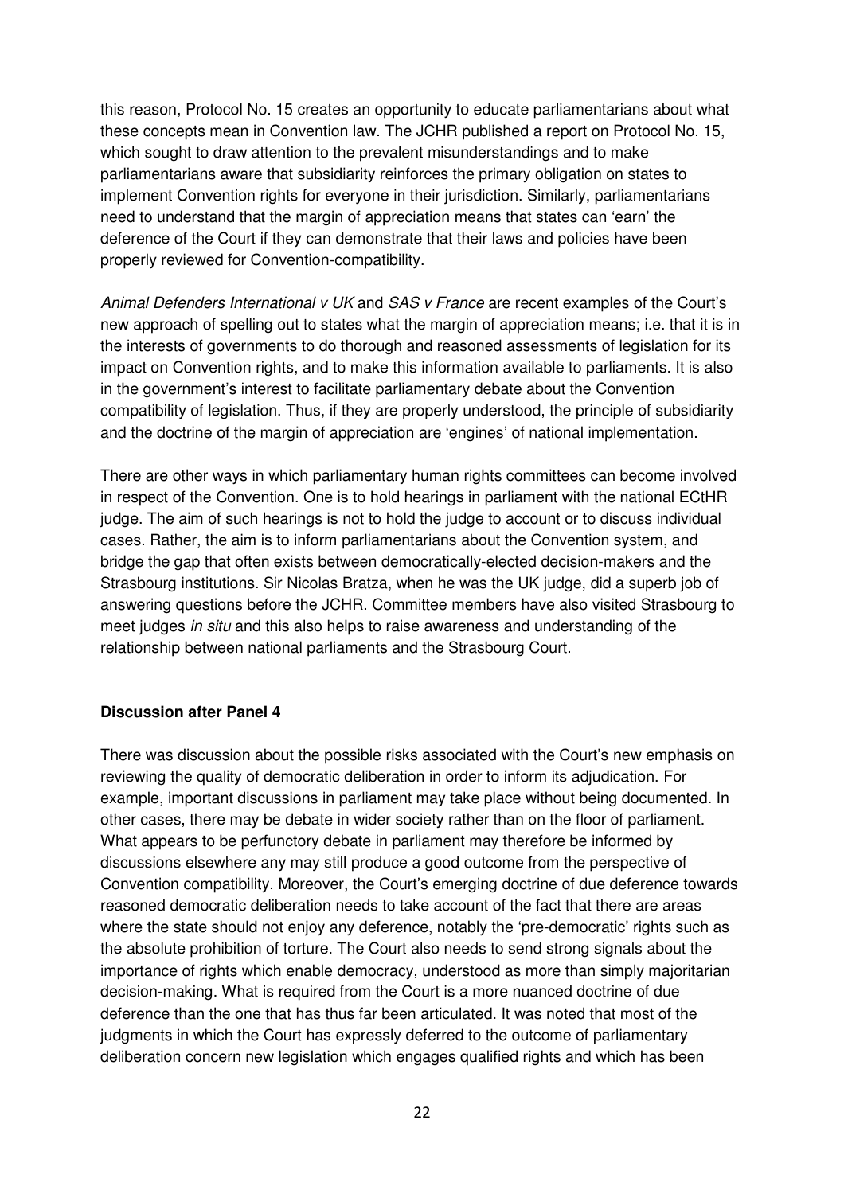this reason, Protocol No. 15 creates an opportunity to educate parliamentarians about what these concepts mean in Convention law. The JCHR published a report on Protocol No. 15, which sought to draw attention to the prevalent misunderstandings and to make parliamentarians aware that subsidiarity reinforces the primary obligation on states to implement Convention rights for everyone in their jurisdiction. Similarly, parliamentarians need to understand that the margin of appreciation means that states can 'earn' the deference of the Court if they can demonstrate that their laws and policies have been properly reviewed for Convention-compatibility.

*Animal Defenders International v UK* and *SAS v France* are recent examples of the Court's new approach of spelling out to states what the margin of appreciation means; i.e. that it is in the interests of governments to do thorough and reasoned assessments of legislation for its impact on Convention rights, and to make this information available to parliaments. It is also in the government's interest to facilitate parliamentary debate about the Convention compatibility of legislation. Thus, if they are properly understood, the principle of subsidiarity and the doctrine of the margin of appreciation are 'engines' of national implementation.

There are other ways in which parliamentary human rights committees can become involved in respect of the Convention. One is to hold hearings in parliament with the national ECtHR judge. The aim of such hearings is not to hold the judge to account or to discuss individual cases. Rather, the aim is to inform parliamentarians about the Convention system, and bridge the gap that often exists between democratically-elected decision-makers and the Strasbourg institutions. Sir Nicolas Bratza, when he was the UK judge, did a superb job of answering questions before the JCHR. Committee members have also visited Strasbourg to meet judges *in situ* and this also helps to raise awareness and understanding of the relationship between national parliaments and the Strasbourg Court.

**Discussion after Panel 4**

There was discussion about the possible risks associated with the Court's new emphasis on reviewing the quality of democratic deliberation in order to inform its adjudication. For example, important discussions in parliament may take place without being documented. In other cases, there may be debate in wider society rather than on the floor of parliament. What appears to be perfunctory debate in parliament may therefore be informed by discussions elsewhere any may still produce a good outcome from the perspective of Convention compatibility. Moreover, the Court's emerging doctrine of due deference towards reasoned democratic deliberation needs to take account of the fact that there are areas where the state should not enjoy any deference, notably the 'pre-democratic' rights such as the absolute prohibition of torture. The Court also needs to send strong signals about the importance of rights which enable democracy, understood as more than simply majoritarian decision-making. What is required from the Court is a more nuanced doctrine of due deference than the one that has thus far been articulated. It was noted that most of the judgments in which the Court has expressly deferred to the outcome of parliamentary deliberation concern new legislation which engages qualified rights and which has been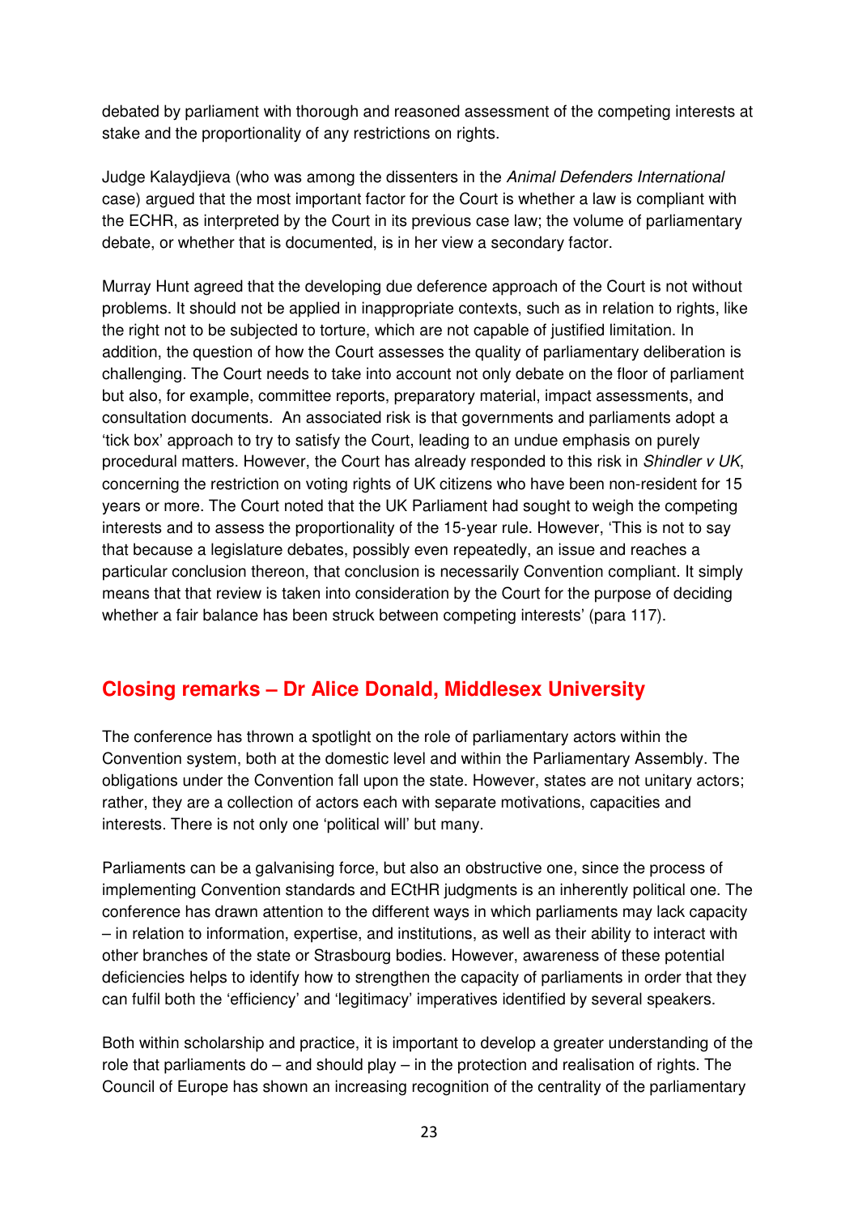debated by parliament with thorough and reasoned assessment of the competing interests at stake and the proportionality of any restrictions on rights.

Judge Kalaydjieva (who was among the dissenters in the *Animal Defenders International* case) argued that the most important factor for the Court is whether a law is compliant with the ECHR, as interpreted by the Court in its previous case law; the volume of parliamentary debate, or whether that is documented, is in her view a secondary factor.

Murray Hunt agreed that the developing due deference approach of the Court is not without problems. It should not be applied in inappropriate contexts, such as in relation to rights, like the right not to be subjected to torture, which are not capable of justified limitation. In addition, the question of how the Court assesses the quality of parliamentary deliberation is challenging. The Court needs to take into account not only debate on the floor of parliament but also, for example, committee reports, preparatory material, impact assessments, and consultation documents. An associated risk is that governments and parliaments adopt a 'tick box' approach to try to satisfy the Court, leading to an undue emphasis on purely procedural matters. However, the Court has already responded to this risk in *Shindler v UK*, concerning the restriction on voting rights of UK citizens who have been non-resident for 15 years or more. The Court noted that the UK Parliament had sought to weigh the competing interests and to assess the proportionality of the 15-year rule. However, 'This is not to say that because a legislature debates, possibly even repeatedly, an issue and reaches a particular conclusion thereon, that conclusion is necessarily Convention compliant. It simply means that that review is taken into consideration by the Court for the purpose of deciding whether a fair balance has been struck between competing interests' (para 117).

## Closing remarks – Dr Alice Donald, Middlesex University

The conference has thrown a spotlight on the role of parliamentary actors within the Convention system, both at the domestic level and within the Parliamentary Assembly. The obligations under the Convention fall upon the state. However, states are not unitary actors; rather, they are a collection of actors each with separate motivations, capacities and interests. There is not only one 'political will' but many.

Parliaments can be a galvanising force, but also an obstructive one, since the process of implementing Convention standards and ECtHR judgments is an inherently political one. The conference has drawn attention to the different ways in which parliaments may lack capacity – in relation to information, expertise, and institutions, as well as their ability to interact with other branches of the state or Strasbourg bodies. However, awareness of these potential deficiencies helps to identify how to strengthen the capacity of parliaments in order that they can fulfil both the 'efficiency' and 'legitimacy' imperatives identified by several speakers.

Both within scholarship and practice, it is important to develop a greater understanding of the role that parliaments do – and should play – in the protection and realisation of rights. The Council of Europe has shown an increasing recognition of the centrality of the parliamentary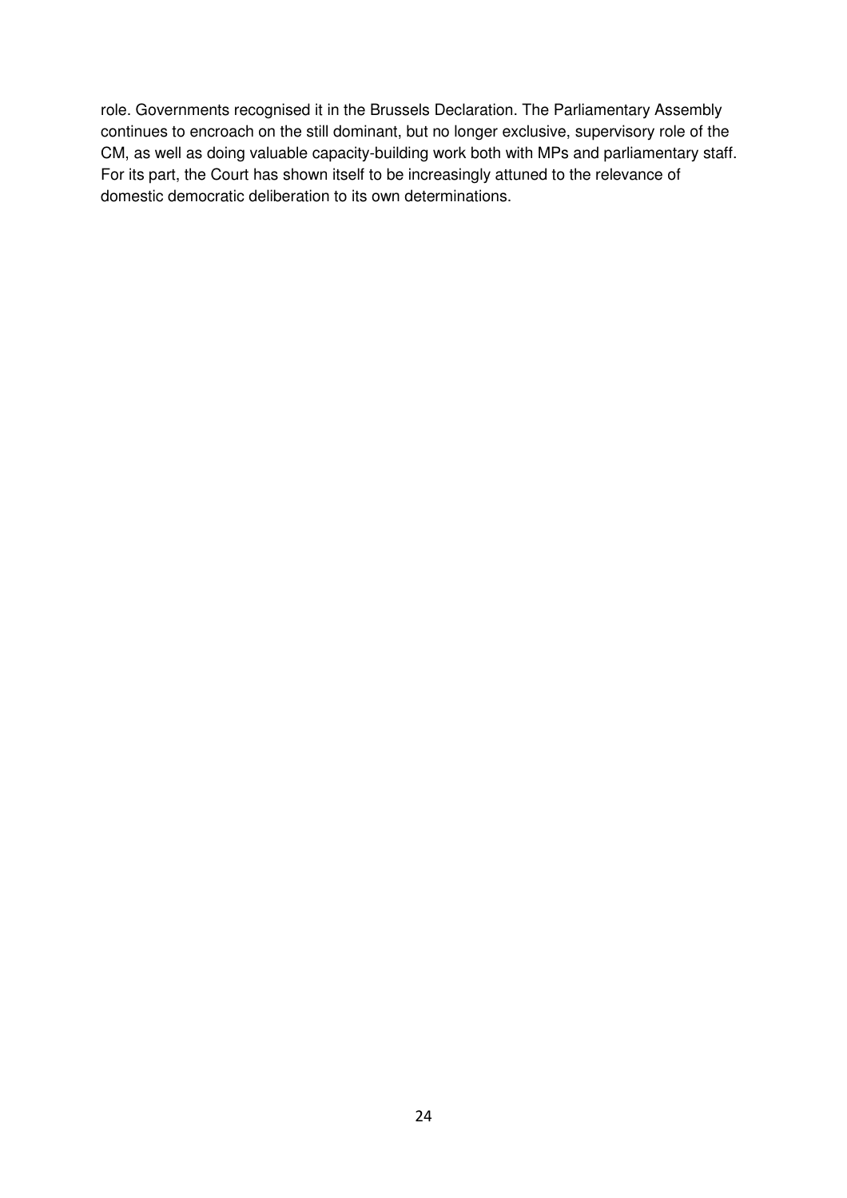role. Governments recognised it in the Brussels Declaration. The Parliamentary Assembly continues to encroach on the still dominant, but no longer exclusive, supervisory role of the CM, as well as doing valuable capacity-building work both with MPs and parliamentary staff. For its part, the Court has shown itself to be increasingly attuned to the relevance of domestic democratic deliberation to its own determinations.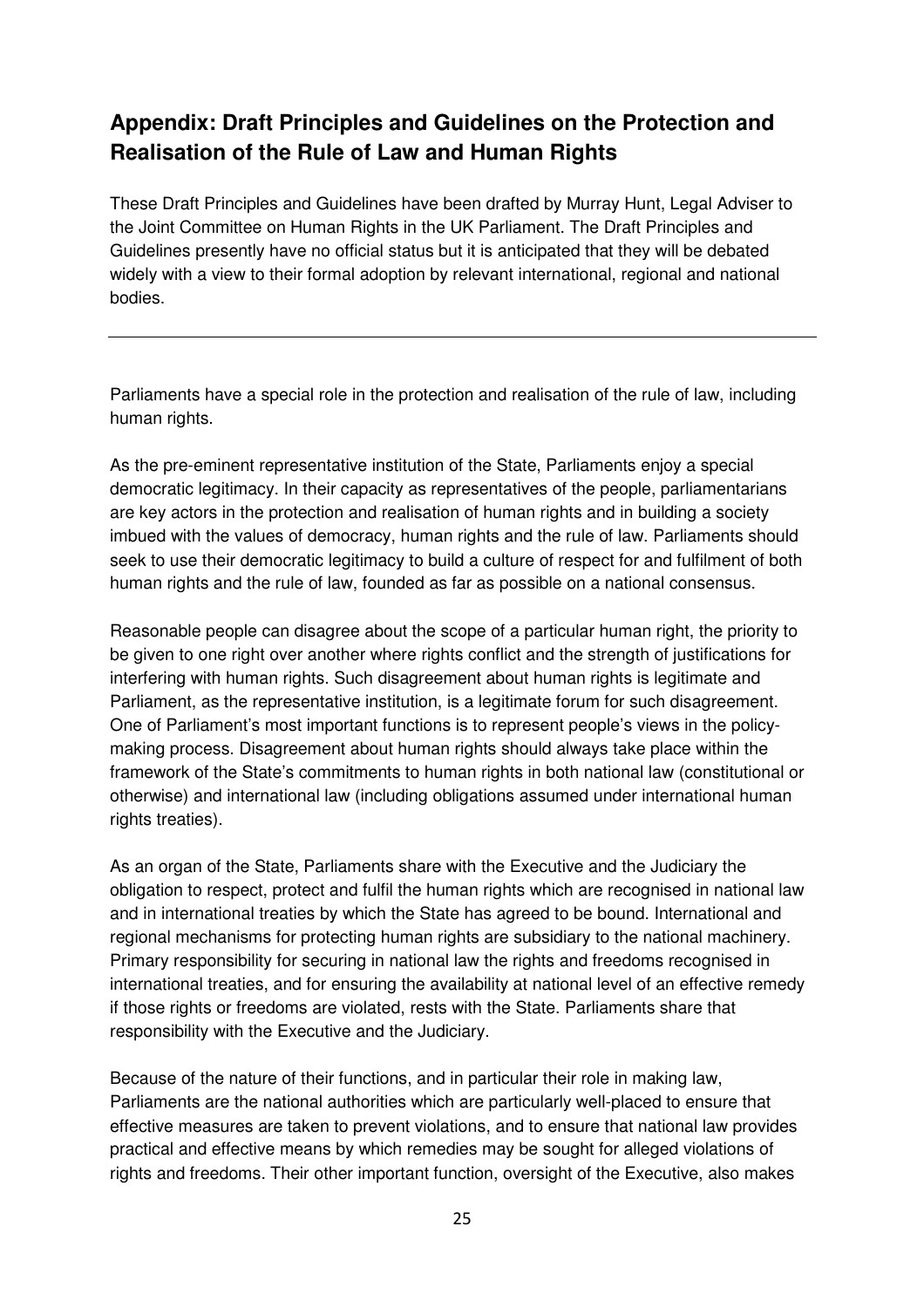## Appendix: Draft Principles and Guidelines on the Protection and Realisation of the Rule of Law and Human Rights

These Draft Principles and Guidelines have been drafted by Murray Hunt, Legal Adviser to the Joint Committee on Human Rights in the UK Parliament. The Draft Principles and Guidelines presently have no official status but it is anticipated that they will be debated widely with a view to their formal adoption by relevant international, regional and national bodies.

---

Parliaments have a special role in the protection and realisation of the rule of law, including human rights.

As the pre-eminent representative institution of the State, Parliaments enjoy a special democratic legitimacy. In their capacity as representatives of the people, parliamentarians are key actors in the protection and realisation of human rights and in building a society imbued with the values of democracy, human rights and the rule of law. Parliaments should seek to use their democratic legitimacy to build a culture of respect for and fulfilment of both human rights and the rule of law, founded as far as possible on a national consensus.

Reasonable people can disagree about the scope of a particular human right, the priority to be given to one right over another where rights conflict and the strength of justifications for interfering with human rights. Such disagreement about human rights is legitimate and Parliament, as the representative institution, is a legitimate forum for such disagreement. One of Parliament's most important functions is to represent people's views in the policy-making process. Disagreement about human rights should always take place within the framework of the State's commitments to human rights in both national law (constitutional or otherwise) and international law (including obligations assumed under international human rights treaties).

As an organ of the State, Parliaments share with the Executive and the Judiciary the obligation to respect, protect and fulfil the human rights which are recognised in national law and in international treaties by which the State has agreed to be bound. International and regional mechanisms for protecting human rights are subsidiary to the national machinery. Primary responsibility for securing in national law the rights and freedoms recognised in international treaties, and for ensuring the availability at national level of an effective remedy if those rights or freedoms are violated, rests with the State. Parliaments share that responsibility with the Executive and the Judiciary.

Because of the nature of their functions, and in particular their role in making law, Parliaments are the national authorities which are particularly well-placed to ensure that effective measures are taken to prevent violations, and to ensure that national law provides practical and effective means by which remedies may be sought for alleged violations of rights and freedoms. Their other important function, oversight of the Executive, also makes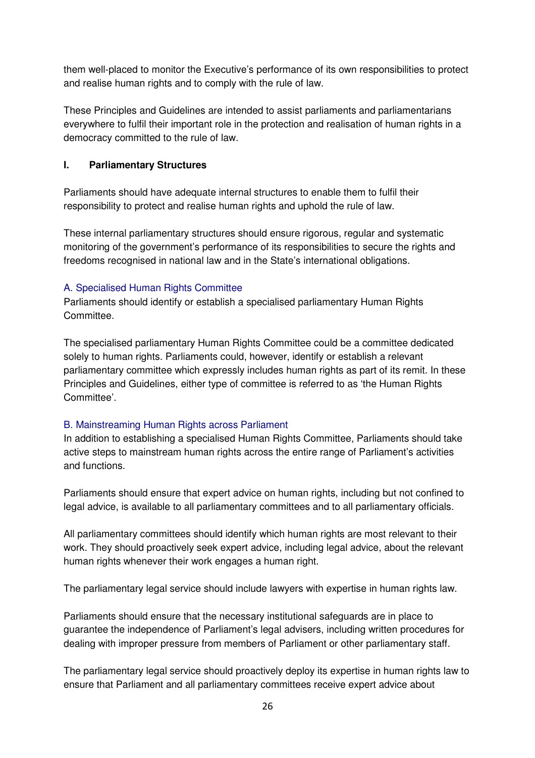them well-placed to monitor the Executive's performance of its own responsibilities to protect and realise human rights and to comply with the rule of law.

These Principles and Guidelines are intended to assist parliaments and parliamentarians everywhere to fulfil their important role in the protection and realisation of human rights in a democracy committed to the rule of law.

## I. Parliamentary Structures

Parliaments should have adequate internal structures to enable them to fulfil their responsibility to protect and realise human rights and uphold the rule of law.

These internal parliamentary structures should ensure rigorous, regular and systematic monitoring of the government's performance of its responsibilities to secure the rights and freedoms recognised in national law and in the State's international obligations.

### A. Specialised Human Rights Committee

Parliaments should identify or establish a specialised parliamentary Human Rights Committee.

The specialised parliamentary Human Rights Committee could be a committee dedicated solely to human rights. Parliaments could, however, identify or establish a relevant parliamentary committee which expressly includes human rights as part of its remit. In these Principles and Guidelines, either type of committee is referred to as 'the Human Rights Committee'.

### B. Mainstreaming Human Rights across Parliament

In addition to establishing a specialised Human Rights Committee, Parliaments should take active steps to mainstream human rights across the entire range of Parliament's activities and functions.

Parliaments should ensure that expert advice on human rights, including but not confined to legal advice, is available to all parliamentary committees and to all parliamentary officials.

All parliamentary committees should identify which human rights are most relevant to their work. They should proactively seek expert advice, including legal advice, about the relevant human rights whenever their work engages a human right.

The parliamentary legal service should include lawyers with expertise in human rights law.

Parliaments should ensure that the necessary institutional safeguards are in place to guarantee the independence of Parliament's legal advisers, including written procedures for dealing with improper pressure from members of Parliament or other parliamentary staff.

The parliamentary legal service should proactively deploy its expertise in human rights law to ensure that Parliament and all parliamentary committees receive expert advice about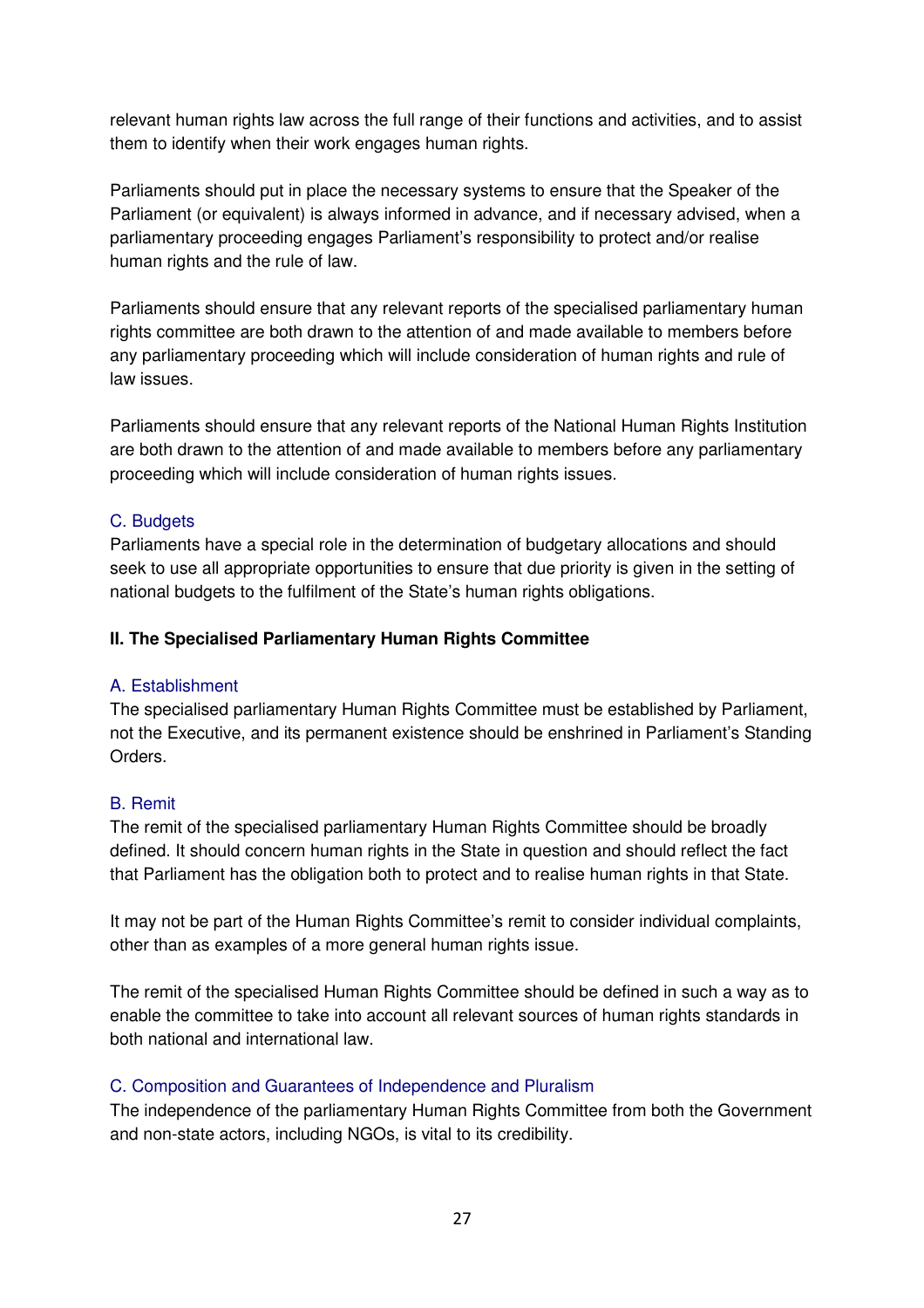relevant human rights law across the full range of their functions and activities, and to assist them to identify when their work engages human rights.

Parliaments should put in place the necessary systems to ensure that the Speaker of the Parliament (or equivalent) is always informed in advance, and if necessary advised, when a parliamentary proceeding engages Parliament's responsibility to protect and/or realise human rights and the rule of law.

Parliaments should ensure that any relevant reports of the specialised parliamentary human rights committee are both drawn to the attention of and made available to members before any parliamentary proceeding which will include consideration of human rights and rule of law issues.

Parliaments should ensure that any relevant reports of the National Human Rights Institution are both drawn to the attention of and made available to members before any parliamentary proceeding which will include consideration of human rights issues.

### C. Budgets

Parliaments have a special role in the determination of budgetary allocations and should seek to use all appropriate opportunities to ensure that due priority is given in the setting of national budgets to the fulfilment of the State's human rights obligations.

## II. The Specialised Parliamentary Human Rights Committee

### A. Establishment

The specialised parliamentary Human Rights Committee must be established by Parliament, not the Executive, and its permanent existence should be enshrined in Parliament's Standing Orders.

### B. Remit

The remit of the specialised parliamentary Human Rights Committee should be broadly defined. It should concern human rights in the State in question and should reflect the fact that Parliament has the obligation both to protect and to realise human rights in that State.

It may not be part of the Human Rights Committee's remit to consider individual complaints, other than as examples of a more general human rights issue.

The remit of the specialised Human Rights Committee should be defined in such a way as to enable the committee to take into account all relevant sources of human rights standards in both national and international law.

### C. Composition and Guarantees of Independence and Pluralism

The independence of the parliamentary Human Rights Committee from both the Government and non-state actors, including NGOs, is vital to its credibility.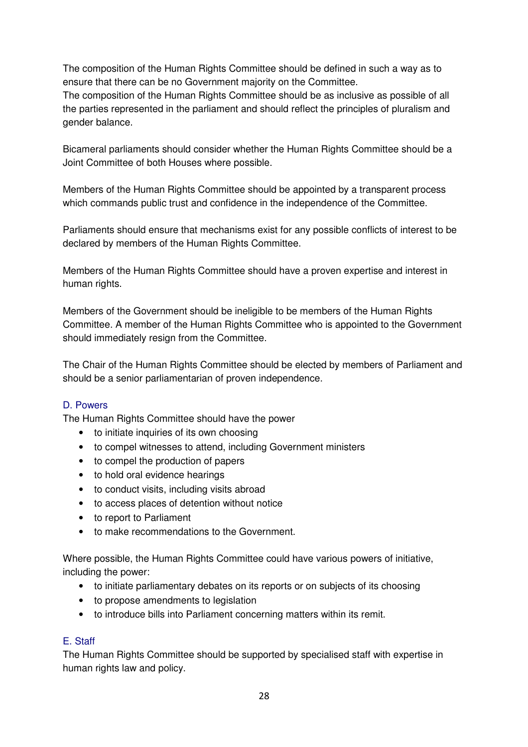The composition of the Human Rights Committee should be defined in such a way as to ensure that there can be no Government majority on the Committee.
The composition of the Human Rights Committee should be as inclusive as possible of all the parties represented in the parliament and should reflect the principles of pluralism and gender balance.

Bicameral parliaments should consider whether the Human Rights Committee should be a Joint Committee of both Houses where possible.

Members of the Human Rights Committee should be appointed by a transparent process which commands public trust and confidence in the independence of the Committee.

Parliaments should ensure that mechanisms exist for any possible conflicts of interest to be declared by members of the Human Rights Committee.

Members of the Human Rights Committee should have a proven expertise and interest in human rights.

Members of the Government should be ineligible to be members of the Human Rights Committee. A member of the Human Rights Committee who is appointed to the Government should immediately resign from the Committee.

The Chair of the Human Rights Committee should be elected by members of Parliament and should be a senior parliamentarian of proven independence.

### D. Powers

The Human Rights Committee should have the power

- to initiate inquiries of its own choosing
- to compel witnesses to attend, including Government ministers
- to compel the production of papers
- to hold oral evidence hearings
- to conduct visits, including visits abroad
- to access places of detention without notice
- to report to Parliament
- to make recommendations to the Government.

Where possible, the Human Rights Committee could have various powers of initiative, including the power:

- to initiate parliamentary debates on its reports or on subjects of its choosing
- to propose amendments to legislation
- to introduce bills into Parliament concerning matters within its remit.

### E. Staff

The Human Rights Committee should be supported by specialised staff with expertise in human rights law and policy.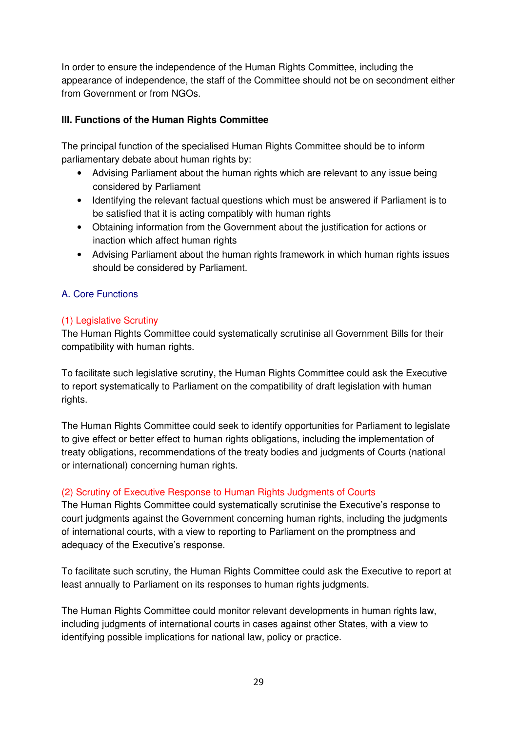In order to ensure the independence of the Human Rights Committee, including the appearance of independence, the staff of the Committee should not be on secondment either from Government or from NGOs.

## III. Functions of the Human Rights Committee

The principal function of the specialised Human Rights Committee should be to inform parliamentary debate about human rights by:

- Advising Parliament about the human rights which are relevant to any issue being considered by Parliament
- Identifying the relevant factual questions which must be answered if Parliament is to be satisfied that it is acting compatibly with human rights
- Obtaining information from the Government about the justification for actions or inaction which affect human rights
- Advising Parliament about the human rights framework in which human rights issues should be considered by Parliament.

### A. Core Functions

#### (1) Legislative Scrutiny

The Human Rights Committee could systematically scrutinise all Government Bills for their compatibility with human rights.

To facilitate such legislative scrutiny, the Human Rights Committee could ask the Executive to report systematically to Parliament on the compatibility of draft legislation with human rights.

The Human Rights Committee could seek to identify opportunities for Parliament to legislate to give effect or better effect to human rights obligations, including the implementation of treaty obligations, recommendations of the treaty bodies and judgments of Courts (national or international) concerning human rights.

#### (2) Scrutiny of Executive Response to Human Rights Judgments of Courts

The Human Rights Committee could systematically scrutinise the Executive's response to court judgments against the Government concerning human rights, including the judgments of international courts, with a view to reporting to Parliament on the promptness and adequacy of the Executive's response.

To facilitate such scrutiny, the Human Rights Committee could ask the Executive to report at least annually to Parliament on its responses to human rights judgments.

The Human Rights Committee could monitor relevant developments in human rights law, including judgments of international courts in cases against other States, with a view to identifying possible implications for national law, policy or practice.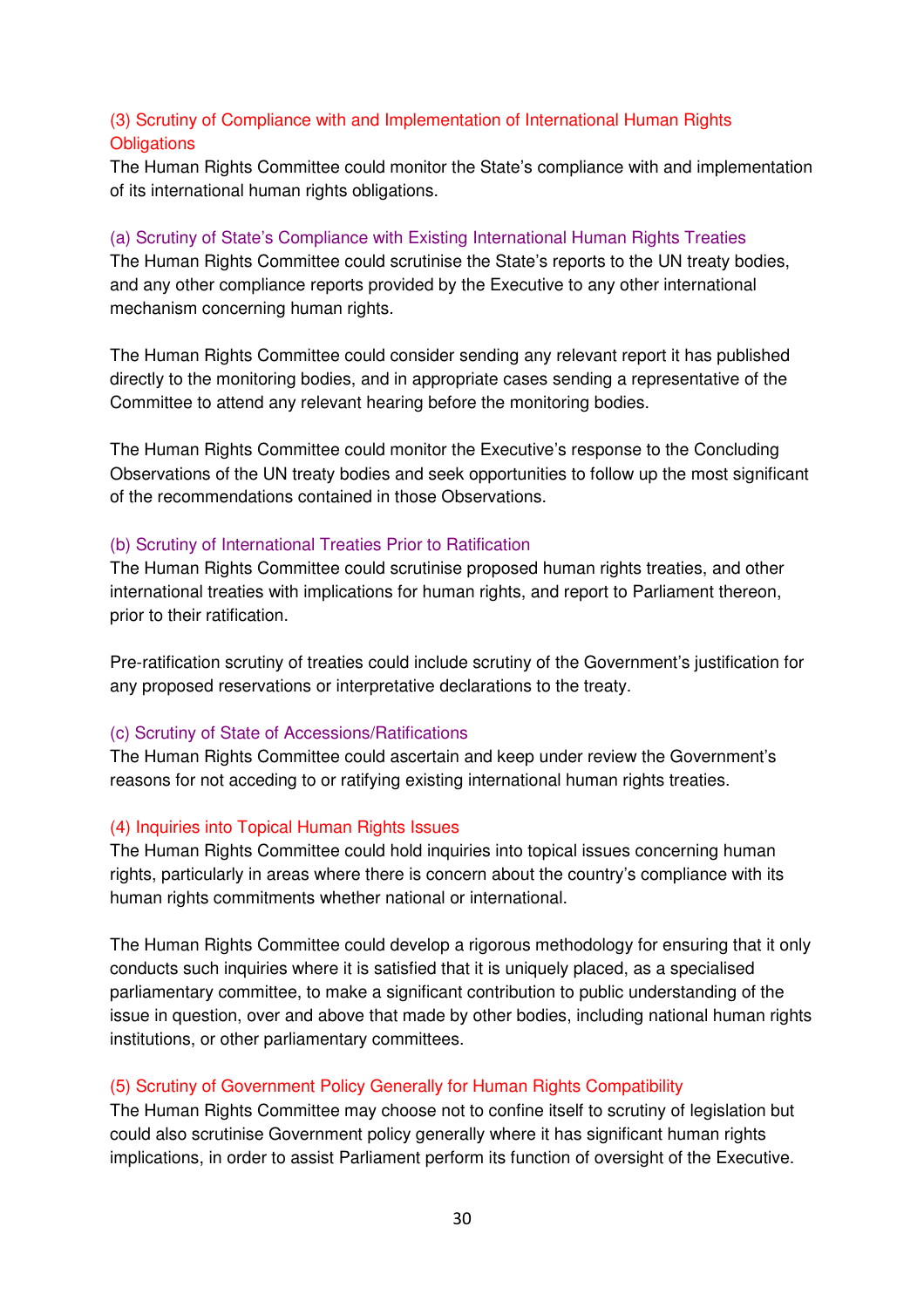### (3) Scrutiny of Compliance with and Implementation of International Human Rights Obligations

The Human Rights Committee could monitor the State's compliance with and implementation of its international human rights obligations.

#### (a) Scrutiny of State's Compliance with Existing International Human Rights Treaties

The Human Rights Committee could scrutinise the State's reports to the UN treaty bodies, and any other compliance reports provided by the Executive to any other international mechanism concerning human rights.

The Human Rights Committee could consider sending any relevant report it has published directly to the monitoring bodies, and in appropriate cases sending a representative of the Committee to attend any relevant hearing before the monitoring bodies.

The Human Rights Committee could monitor the Executive's response to the Concluding Observations of the UN treaty bodies and seek opportunities to follow up the most significant of the recommendations contained in those Observations.

#### (b) Scrutiny of International Treaties Prior to Ratification

The Human Rights Committee could scrutinise proposed human rights treaties, and other international treaties with implications for human rights, and report to Parliament thereon, prior to their ratification.

Pre-ratification scrutiny of treaties could include scrutiny of the Government's justification for any proposed reservations or interpretative declarations to the treaty.

#### (c) Scrutiny of State of Accessions/Ratifications

The Human Rights Committee could ascertain and keep under review the Government's reasons for not acceding to or ratifying existing international human rights treaties.

### (4) Inquiries into Topical Human Rights Issues

The Human Rights Committee could hold inquiries into topical issues concerning human rights, particularly in areas where there is concern about the country's compliance with its human rights commitments whether national or international.

The Human Rights Committee could develop a rigorous methodology for ensuring that it only conducts such inquiries where it is satisfied that it is uniquely placed, as a specialised parliamentary committee, to make a significant contribution to public understanding of the issue in question, over and above that made by other bodies, including national human rights institutions, or other parliamentary committees.

### (5) Scrutiny of Government Policy Generally for Human Rights Compatibility

The Human Rights Committee may choose not to confine itself to scrutiny of legislation but could also scrutinise Government policy generally where it has significant human rights implications, in order to assist Parliament perform its function of oversight of the Executive.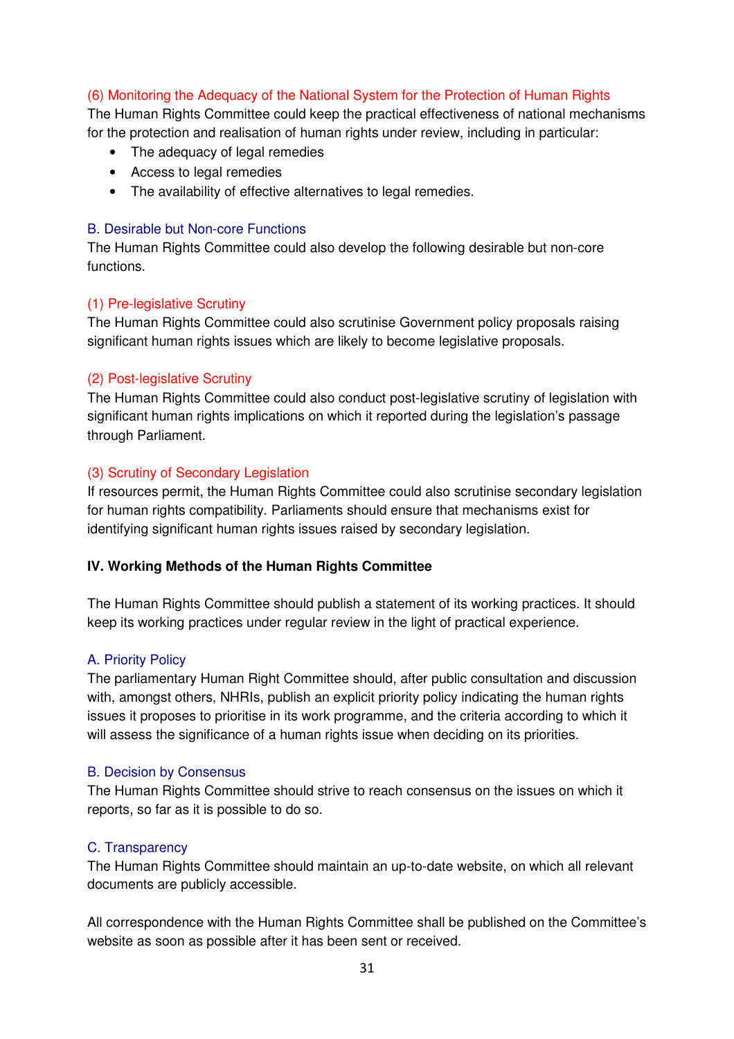#### (6) Monitoring the Adequacy of the National System for the Protection of Human Rights

The Human Rights Committee could keep the practical effectiveness of national mechanisms for the protection and realisation of human rights under review, including in particular:

- The adequacy of legal remedies
- Access to legal remedies
- The availability of effective alternatives to legal remedies.

### B. Desirable but Non-core Functions

The Human Rights Committee could also develop the following desirable but non-core functions.

#### (1) Pre-legislative Scrutiny

The Human Rights Committee could also scrutinise Government policy proposals raising significant human rights issues which are likely to become legislative proposals.

#### (2) Post-legislative Scrutiny

The Human Rights Committee could also conduct post-legislative scrutiny of legislation with significant human rights implications on which it reported during the legislation's passage through Parliament.

#### (3) Scrutiny of Secondary Legislation

If resources permit, the Human Rights Committee could also scrutinise secondary legislation for human rights compatibility. Parliaments should ensure that mechanisms exist for identifying significant human rights issues raised by secondary legislation.

## IV. Working Methods of the Human Rights Committee

The Human Rights Committee should publish a statement of its working practices. It should keep its working practices under regular review in the light of practical experience.

### A. Priority Policy

The parliamentary Human Right Committee should, after public consultation and discussion with, amongst others, NHRIs, publish an explicit priority policy indicating the human rights issues it proposes to prioritise in its work programme, and the criteria according to which it will assess the significance of a human rights issue when deciding on its priorities.

### B. Decision by Consensus

The Human Rights Committee should strive to reach consensus on the issues on which it reports, so far as it is possible to do so.

### C. Transparency

The Human Rights Committee should maintain an up-to-date website, on which all relevant documents are publicly accessible.

All correspondence with the Human Rights Committee shall be published on the Committee's website as soon as possible after it has been sent or received.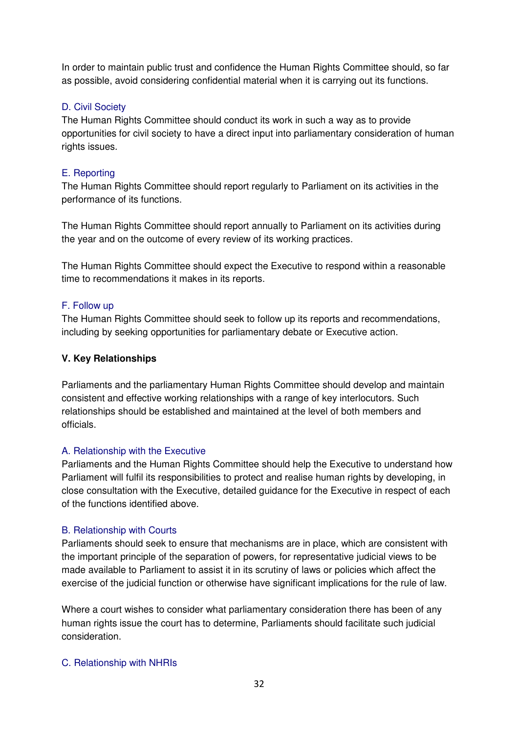In order to maintain public trust and confidence the Human Rights Committee should, so far as possible, avoid considering confidential material when it is carrying out its functions.

### D. Civil Society

The Human Rights Committee should conduct its work in such a way as to provide opportunities for civil society to have a direct input into parliamentary consideration of human rights issues.

### E. Reporting

The Human Rights Committee should report regularly to Parliament on its activities in the performance of its functions.

The Human Rights Committee should report annually to Parliament on its activities during the year and on the outcome of every review of its working practices.

The Human Rights Committee should expect the Executive to respond within a reasonable time to recommendations it makes in its reports.

### F. Follow up

The Human Rights Committee should seek to follow up its reports and recommendations, including by seeking opportunities for parliamentary debate or Executive action.

## V. Key Relationships

Parliaments and the parliamentary Human Rights Committee should develop and maintain consistent and effective working relationships with a range of key interlocutors. Such relationships should be established and maintained at the level of both members and officials.

### A. Relationship with the Executive

Parliaments and the Human Rights Committee should help the Executive to understand how Parliament will fulfil its responsibilities to protect and realise human rights by developing, in close consultation with the Executive, detailed guidance for the Executive in respect of each of the functions identified above.

### B. Relationship with Courts

Parliaments should seek to ensure that mechanisms are in place, which are consistent with the important principle of the separation of powers, for representative judicial views to be made available to Parliament to assist it in its scrutiny of laws or policies which affect the exercise of the judicial function or otherwise have significant implications for the rule of law.

Where a court wishes to consider what parliamentary consideration there has been of any human rights issue the court has to determine, Parliaments should facilitate such judicial consideration.

### C. Relationship with NHRIs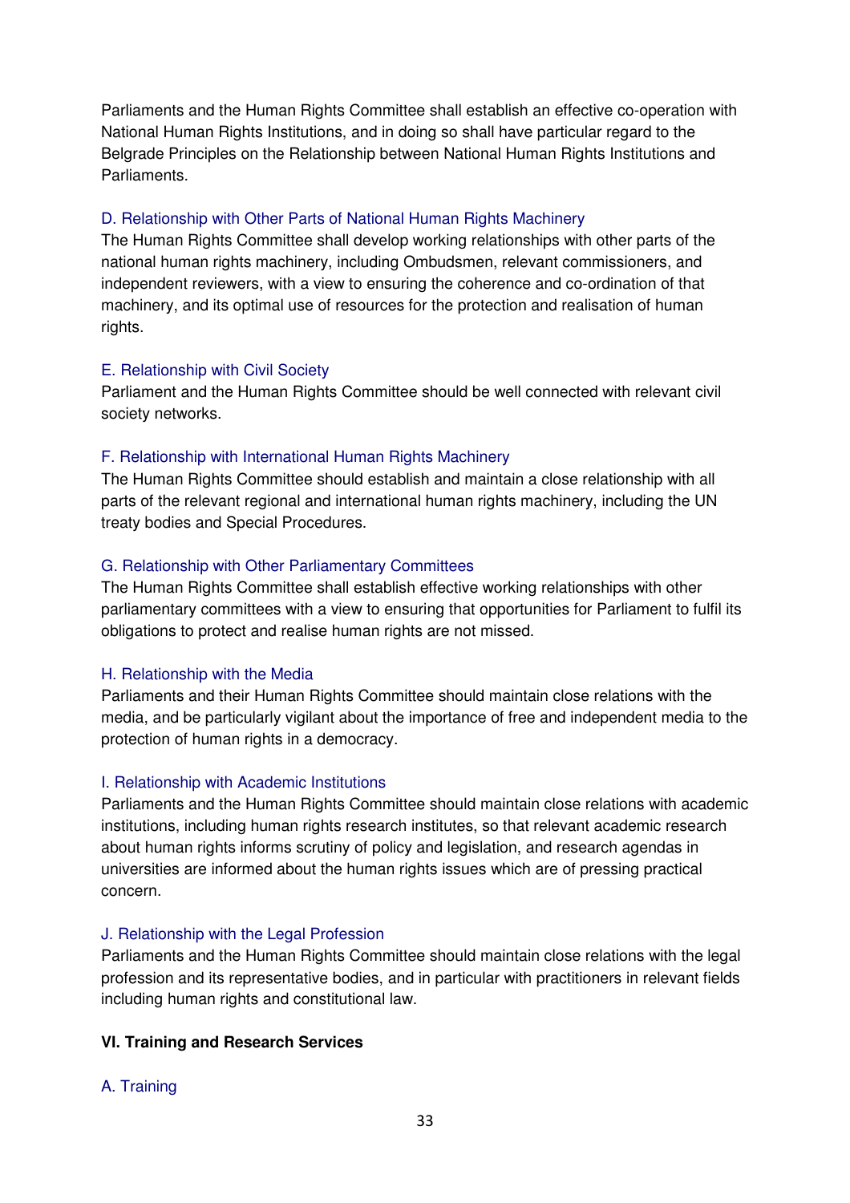Parliaments and the Human Rights Committee shall establish an effective co-operation with National Human Rights Institutions, and in doing so shall have particular regard to the Belgrade Principles on the Relationship between National Human Rights Institutions and Parliaments.

### D. Relationship with Other Parts of National Human Rights Machinery

The Human Rights Committee shall develop working relationships with other parts of the national human rights machinery, including Ombudsmen, relevant commissioners, and independent reviewers, with a view to ensuring the coherence and co-ordination of that machinery, and its optimal use of resources for the protection and realisation of human rights.

### E. Relationship with Civil Society

Parliament and the Human Rights Committee should be well connected with relevant civil society networks.

### F. Relationship with International Human Rights Machinery

The Human Rights Committee should establish and maintain a close relationship with all parts of the relevant regional and international human rights machinery, including the UN treaty bodies and Special Procedures.

### G. Relationship with Other Parliamentary Committees

The Human Rights Committee shall establish effective working relationships with other parliamentary committees with a view to ensuring that opportunities for Parliament to fulfil its obligations to protect and realise human rights are not missed.

### H. Relationship with the Media

Parliaments and their Human Rights Committee should maintain close relations with the media, and be particularly vigilant about the importance of free and independent media to the protection of human rights in a democracy.

### I. Relationship with Academic Institutions

Parliaments and the Human Rights Committee should maintain close relations with academic institutions, including human rights research institutes, so that relevant academic research about human rights informs scrutiny of policy and legislation, and research agendas in universities are informed about the human rights issues which are of pressing practical concern.

### J. Relationship with the Legal Profession

Parliaments and the Human Rights Committee should maintain close relations with the legal profession and its representative bodies, and in particular with practitioners in relevant fields including human rights and constitutional law.

## VI. Training and Research Services

### A. Training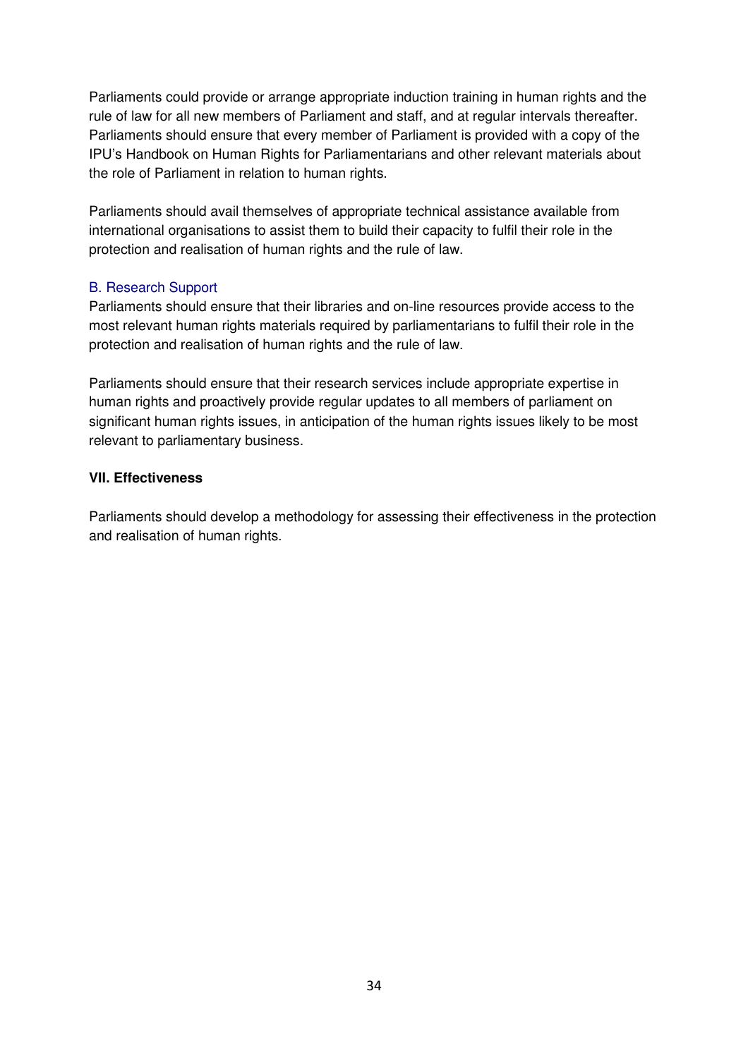Parliaments could provide or arrange appropriate induction training in human rights and the rule of law for all new members of Parliament and staff, and at regular intervals thereafter. Parliaments should ensure that every member of Parliament is provided with a copy of the IPU's Handbook on Human Rights for Parliamentarians and other relevant materials about the role of Parliament in relation to human rights.

Parliaments should avail themselves of appropriate technical assistance available from international organisations to assist them to build their capacity to fulfil their role in the protection and realisation of human rights and the rule of law.

### B. Research Support

Parliaments should ensure that their libraries and on-line resources provide access to the most relevant human rights materials required by parliamentarians to fulfil their role in the protection and realisation of human rights and the rule of law.

Parliaments should ensure that their research services include appropriate expertise in human rights and proactively provide regular updates to all members of parliament on significant human rights issues, in anticipation of the human rights issues likely to be most relevant to parliamentary business.

## VII. Effectiveness

Parliaments should develop a methodology for assessing their effectiveness in the protection and realisation of human rights.